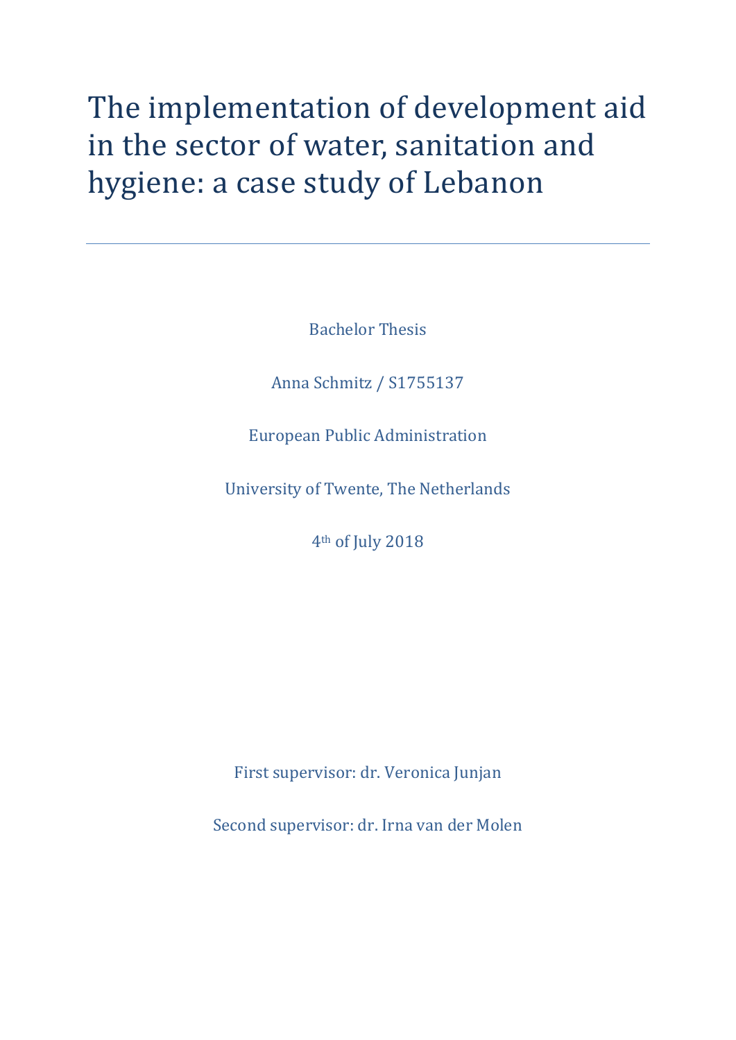# The implementation of development aid in the sector of water, sanitation and hygiene: a case study of Lebanon

---

Bachelor Thesis

Anna Schmitz / S1755137

European Public Administration

University of Twente, The Netherlands

4th of July 2018

First supervisor: dr. Veronica Junjan

Second supervisor: dr. Irna van der Molen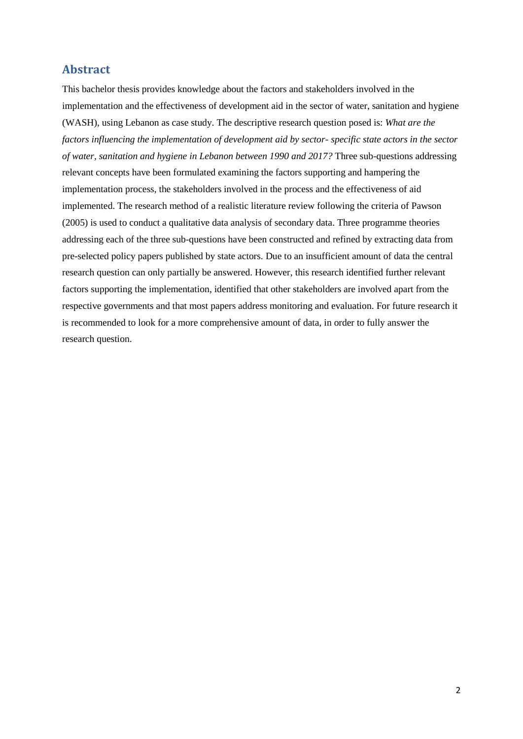## Abstract

This bachelor thesis provides knowledge about the factors and stakeholders involved in the implementation and the effectiveness of development aid in the sector of water, sanitation and hygiene (WASH), using Lebanon as case study. The descriptive research question posed is: *What are the factors influencing the implementation of development aid by sector- specific state actors in the sector of water, sanitation and hygiene in Lebanon between 1990 and 2017?* Three sub-questions addressing relevant concepts have been formulated examining the factors supporting and hampering the implementation process, the stakeholders involved in the process and the effectiveness of aid implemented. The research method of a realistic literature review following the criteria of Pawson (2005) is used to conduct a qualitative data analysis of secondary data. Three programme theories addressing each of the three sub-questions have been constructed and refined by extracting data from pre-selected policy papers published by state actors. Due to an insufficient amount of data the central research question can only partially be answered. However, this research identified further relevant factors supporting the implementation, identified that other stakeholders are involved apart from the respective governments and that most papers address monitoring and evaluation. For future research it is recommended to look for a more comprehensive amount of data, in order to fully answer the research question.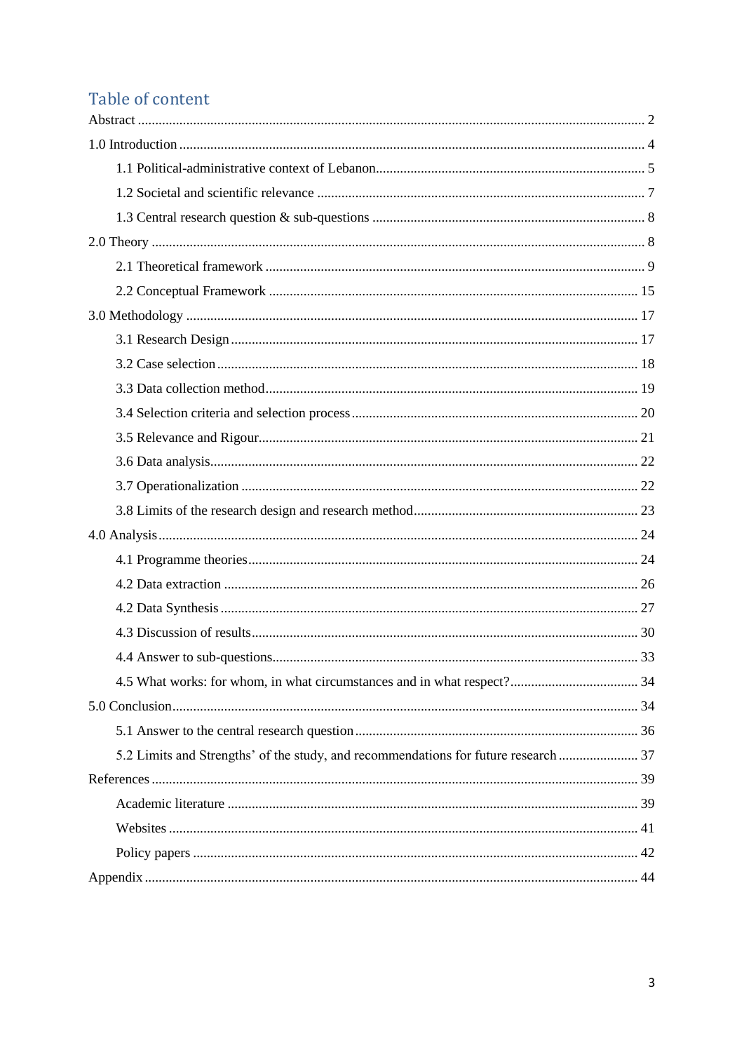# Table of content

Abstract ..... 2

1.0 Introduction ..... 4

- 1.1 Political-administrative context of Lebanon ..... 5
- 1.2 Societal and scientific relevance ..... 7
- 1.3 Central research question & sub-questions ..... 8

2.0 Theory ..... 8

- 2.1 Theoretical framework ..... 9
- 2.2 Conceptual Framework ..... 15

3.0 Methodology ..... 17

- 3.1 Research Design ..... 17
- 3.2 Case selection ..... 18
- 3.3 Data collection method ..... 19
- 3.4 Selection criteria and selection process ..... 20
- 3.5 Relevance and Rigour ..... 21
- 3.6 Data analysis ..... 22
- 3.7 Operationalization ..... 22
- 3.8 Limits of the research design and research method ..... 23

4.0 Analysis ..... 24

- 4.1 Programme theories ..... 24
- 4.2 Data extraction ..... 26
- 4.2 Data Synthesis ..... 27
- 4.3 Discussion of results ..... 30
- 4.4 Answer to sub-questions ..... 33
- 4.5 What works: for whom, in what circumstances and in what respect? ..... 34

5.0 Conclusion ..... 34

- 5.1 Answer to the central research question ..... 36
- 5.2 Limits and Strengths' of the study, and recommendations for future research ..... 37

References ..... 39

- Academic literature ..... 39
- Websites ..... 41
- Policy papers ..... 42

Appendix ..... 44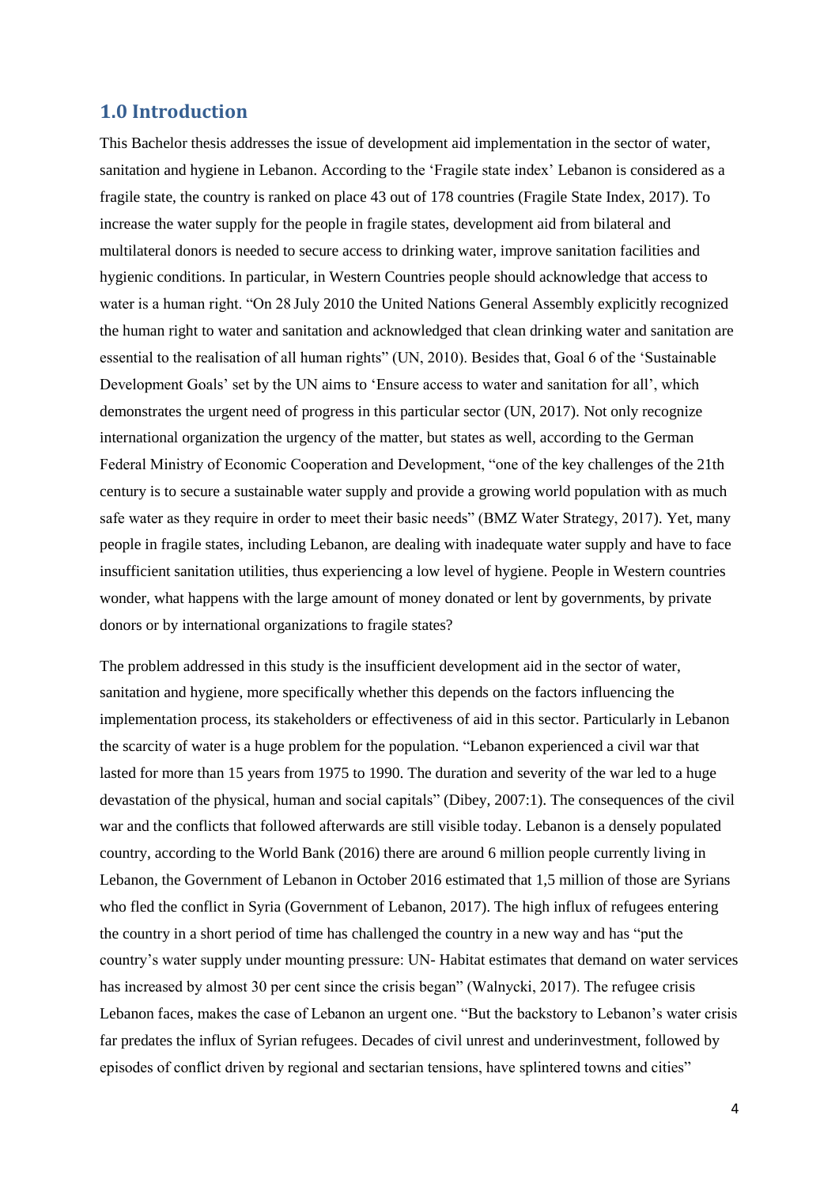## 1.0 Introduction

This Bachelor thesis addresses the issue of development aid implementation in the sector of water, sanitation and hygiene in Lebanon. According to the 'Fragile state index' Lebanon is considered as a fragile state, the country is ranked on place 43 out of 178 countries (Fragile State Index, 2017). To increase the water supply for the people in fragile states, development aid from bilateral and multilateral donors is needed to secure access to drinking water, improve sanitation facilities and hygienic conditions. In particular, in Western Countries people should acknowledge that access to water is a human right. "On 28 July 2010 the United Nations General Assembly explicitly recognized the human right to water and sanitation and acknowledged that clean drinking water and sanitation are essential to the realisation of all human rights" (UN, 2010). Besides that, Goal 6 of the 'Sustainable Development Goals' set by the UN aims to 'Ensure access to water and sanitation for all', which demonstrates the urgent need of progress in this particular sector (UN, 2017). Not only recognize international organization the urgency of the matter, but states as well, according to the German Federal Ministry of Economic Cooperation and Development, "one of the key challenges of the 21th century is to secure a sustainable water supply and provide a growing world population with as much safe water as they require in order to meet their basic needs" (BMZ Water Strategy, 2017). Yet, many people in fragile states, including Lebanon, are dealing with inadequate water supply and have to face insufficient sanitation utilities, thus experiencing a low level of hygiene. People in Western countries wonder, what happens with the large amount of money donated or lent by governments, by private donors or by international organizations to fragile states?

The problem addressed in this study is the insufficient development aid in the sector of water, sanitation and hygiene, more specifically whether this depends on the factors influencing the implementation process, its stakeholders or effectiveness of aid in this sector. Particularly in Lebanon the scarcity of water is a huge problem for the population. "Lebanon experienced a civil war that lasted for more than 15 years from 1975 to 1990. The duration and severity of the war led to a huge devastation of the physical, human and social capitals" (Dibey, 2007:1). The consequences of the civil war and the conflicts that followed afterwards are still visible today. Lebanon is a densely populated country, according to the World Bank (2016) there are around 6 million people currently living in Lebanon, the Government of Lebanon in October 2016 estimated that 1,5 million of those are Syrians who fled the conflict in Syria (Government of Lebanon, 2017). The high influx of refugees entering the country in a short period of time has challenged the country in a new way and has "put the country's water supply under mounting pressure: UN- Habitat estimates that demand on water services has increased by almost 30 per cent since the crisis began" (Walnycki, 2017). The refugee crisis Lebanon faces, makes the case of Lebanon an urgent one. "But the backstory to Lebanon's water crisis far predates the influx of Syrian refugees. Decades of civil unrest and underinvestment, followed by episodes of conflict driven by regional and sectarian tensions, have splintered towns and cities"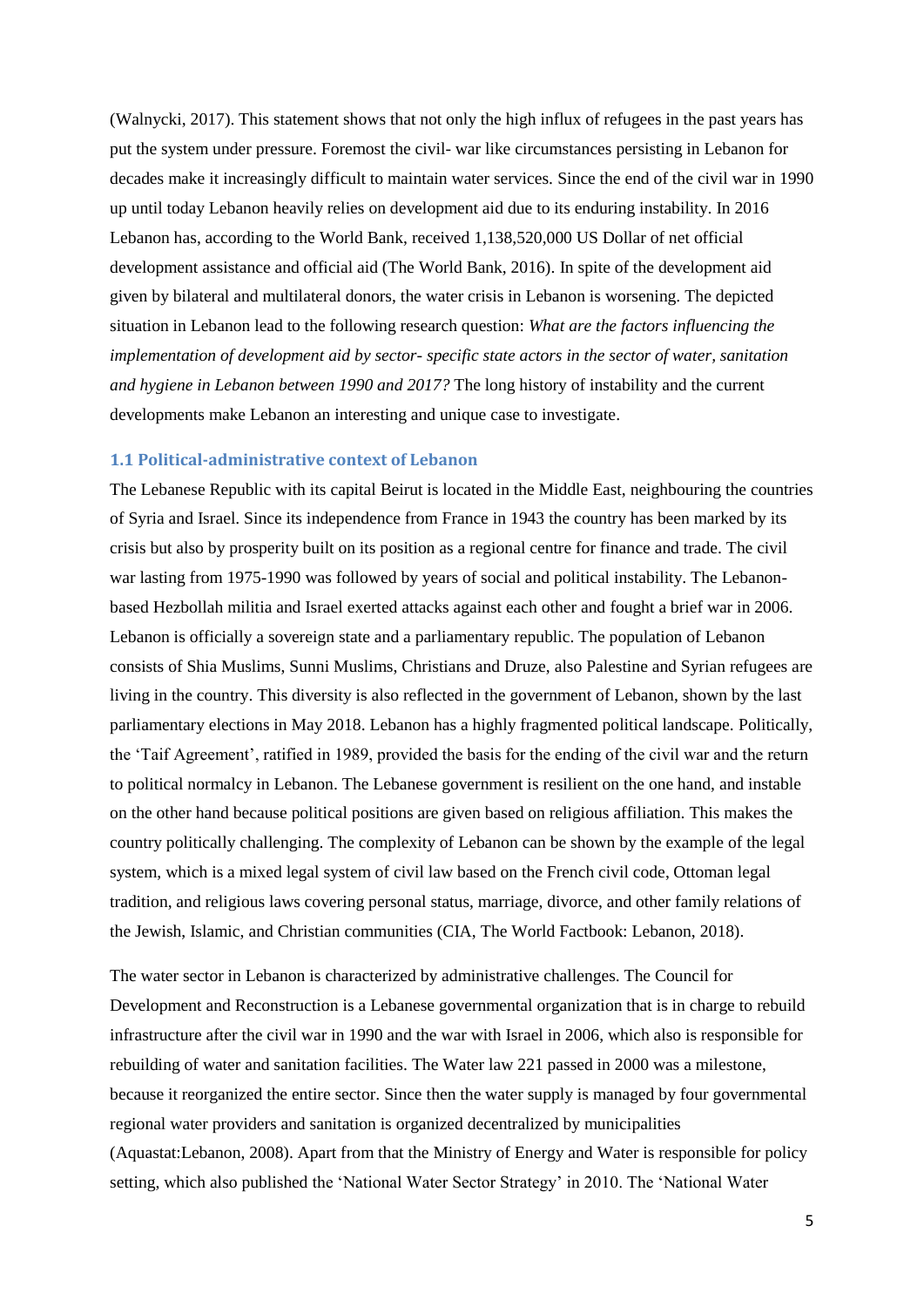(Walnycki, 2017). This statement shows that not only the high influx of refugees in the past years has put the system under pressure. Foremost the civil- war like circumstances persisting in Lebanon for decades make it increasingly difficult to maintain water services. Since the end of the civil war in 1990 up until today Lebanon heavily relies on development aid due to its enduring instability. In 2016 Lebanon has, according to the World Bank, received 1,138,520,000 US Dollar of net official development assistance and official aid (The World Bank, 2016). In spite of the development aid given by bilateral and multilateral donors, the water crisis in Lebanon is worsening. The depicted situation in Lebanon lead to the following research question: *What are the factors influencing the implementation of development aid by sector- specific state actors in the sector of water, sanitation and hygiene in Lebanon between 1990 and 2017?* The long history of instability and the current developments make Lebanon an interesting and unique case to investigate.

### 1.1 Political-administrative context of Lebanon

The Lebanese Republic with its capital Beirut is located in the Middle East, neighbouring the countries of Syria and Israel. Since its independence from France in 1943 the country has been marked by its crisis but also by prosperity built on its position as a regional centre for finance and trade. The civil war lasting from 1975-1990 was followed by years of social and political instability. The Lebanon-based Hezbollah militia and Israel exerted attacks against each other and fought a brief war in 2006. Lebanon is officially a sovereign state and a parliamentary republic. The population of Lebanon consists of Shia Muslims, Sunni Muslims, Christians and Druze, also Palestine and Syrian refugees are living in the country. This diversity is also reflected in the government of Lebanon, shown by the last parliamentary elections in May 2018. Lebanon has a highly fragmented political landscape. Politically, the 'Taif Agreement', ratified in 1989, provided the basis for the ending of the civil war and the return to political normalcy in Lebanon. The Lebanese government is resilient on the one hand, and instable on the other hand because political positions are given based on religious affiliation. This makes the country politically challenging. The complexity of Lebanon can be shown by the example of the legal system, which is a mixed legal system of civil law based on the French civil code, Ottoman legal tradition, and religious laws covering personal status, marriage, divorce, and other family relations of the Jewish, Islamic, and Christian communities (CIA, The World Factbook: Lebanon, 2018).

The water sector in Lebanon is characterized by administrative challenges. The Council for Development and Reconstruction is a Lebanese governmental organization that is in charge to rebuild infrastructure after the civil war in 1990 and the war with Israel in 2006, which also is responsible for rebuilding of water and sanitation facilities. The Water law 221 passed in 2000 was a milestone, because it reorganized the entire sector. Since then the water supply is managed by four governmental regional water providers and sanitation is organized decentralized by municipalities (Aquastat:Lebanon, 2008). Apart from that the Ministry of Energy and Water is responsible for policy setting, which also published the 'National Water Sector Strategy' in 2010. The 'National Water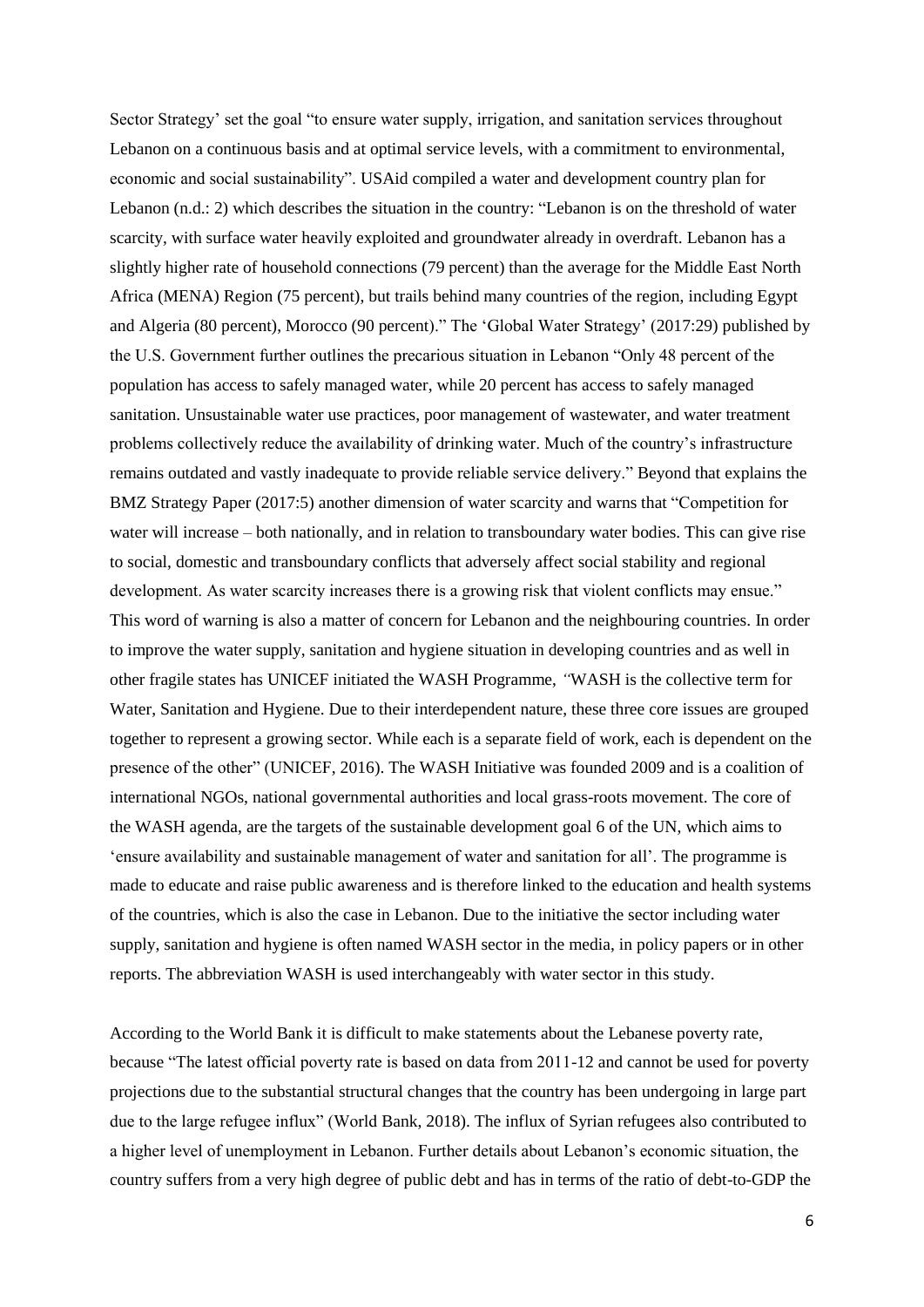Sector Strategy' set the goal "to ensure water supply, irrigation, and sanitation services throughout Lebanon on a continuous basis and at optimal service levels, with a commitment to environmental, economic and social sustainability". USAid compiled a water and development country plan for Lebanon (n.d.: 2) which describes the situation in the country: "Lebanon is on the threshold of water scarcity, with surface water heavily exploited and groundwater already in overdraft. Lebanon has a slightly higher rate of household connections (79 percent) than the average for the Middle East North Africa (MENA) Region (75 percent), but trails behind many countries of the region, including Egypt and Algeria (80 percent), Morocco (90 percent)." The 'Global Water Strategy' (2017:29) published by the U.S. Government further outlines the precarious situation in Lebanon "Only 48 percent of the population has access to safely managed water, while 20 percent has access to safely managed sanitation. Unsustainable water use practices, poor management of wastewater, and water treatment problems collectively reduce the availability of drinking water. Much of the country's infrastructure remains outdated and vastly inadequate to provide reliable service delivery." Beyond that explains the BMZ Strategy Paper (2017:5) another dimension of water scarcity and warns that "Competition for water will increase – both nationally, and in relation to transboundary water bodies. This can give rise to social, domestic and transboundary conflicts that adversely affect social stability and regional development. As water scarcity increases there is a growing risk that violent conflicts may ensue." This word of warning is also a matter of concern for Lebanon and the neighbouring countries. In order to improve the water supply, sanitation and hygiene situation in developing countries and as well in other fragile states has UNICEF initiated the WASH Programme, *"*WASH is the collective term for Water, Sanitation and Hygiene. Due to their interdependent nature, these three core issues are grouped together to represent a growing sector. While each is a separate field of work, each is dependent on the presence of the other" (UNICEF, 2016). The WASH Initiative was founded 2009 and is a coalition of international NGOs, national governmental authorities and local grass-roots movement. The core of the WASH agenda, are the targets of the sustainable development goal 6 of the UN, which aims to 'ensure availability and sustainable management of water and sanitation for all'. The programme is made to educate and raise public awareness and is therefore linked to the education and health systems of the countries, which is also the case in Lebanon. Due to the initiative the sector including water supply, sanitation and hygiene is often named WASH sector in the media, in policy papers or in other reports. The abbreviation WASH is used interchangeably with water sector in this study.

According to the World Bank it is difficult to make statements about the Lebanese poverty rate, because "The latest official poverty rate is based on data from 2011-12 and cannot be used for poverty projections due to the substantial structural changes that the country has been undergoing in large part due to the large refugee influx" (World Bank, 2018). The influx of Syrian refugees also contributed to a higher level of unemployment in Lebanon. Further details about Lebanon's economic situation, the country suffers from a very high degree of public debt and has in terms of the ratio of debt-to-GDP the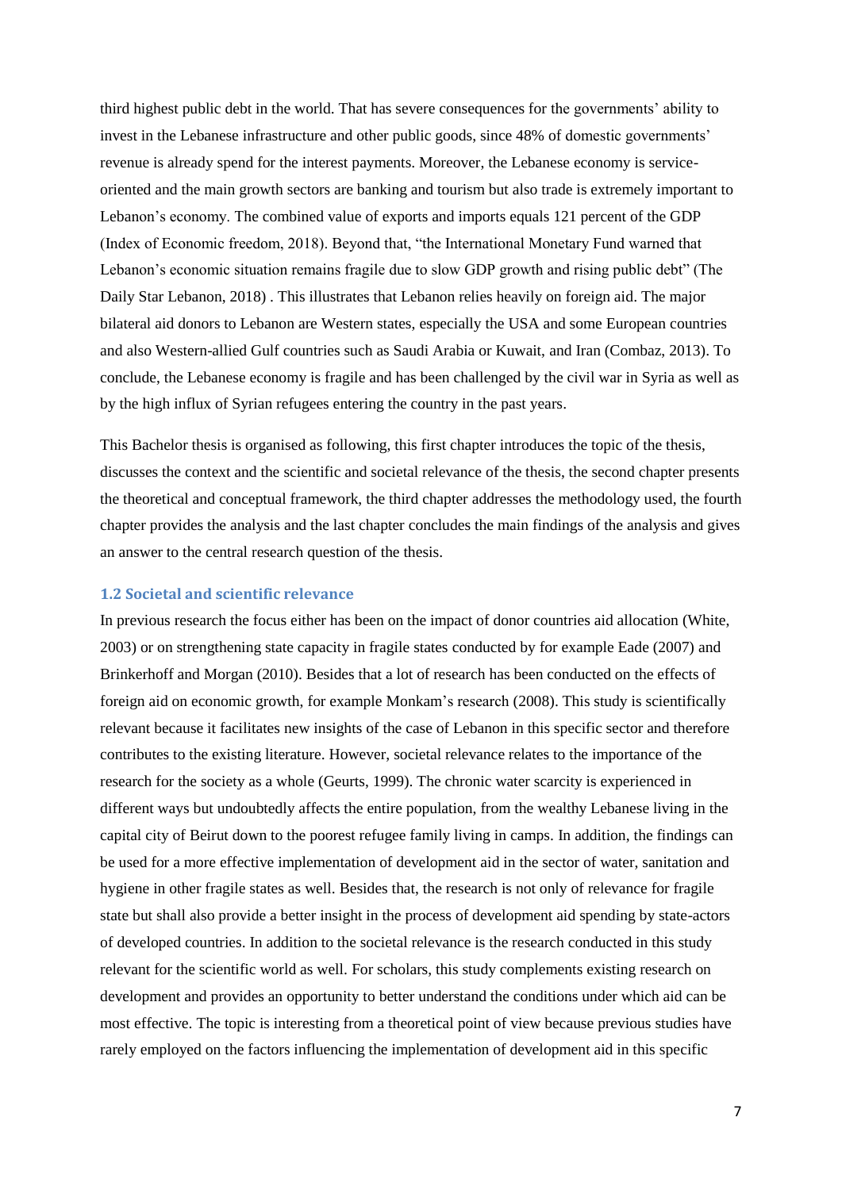third highest public debt in the world. That has severe consequences for the governments' ability to invest in the Lebanese infrastructure and other public goods, since 48% of domestic governments' revenue is already spend for the interest payments. Moreover, the Lebanese economy is service-oriented and the main growth sectors are banking and tourism but also trade is extremely important to Lebanon's economy. The combined value of exports and imports equals 121 percent of the GDP (Index of Economic freedom, 2018). Beyond that, "the International Monetary Fund warned that Lebanon's economic situation remains fragile due to slow GDP growth and rising public debt" (The Daily Star Lebanon, 2018) . This illustrates that Lebanon relies heavily on foreign aid. The major bilateral aid donors to Lebanon are Western states, especially the USA and some European countries and also Western-allied Gulf countries such as Saudi Arabia or Kuwait, and Iran (Combaz, 2013). To conclude, the Lebanese economy is fragile and has been challenged by the civil war in Syria as well as by the high influx of Syrian refugees entering the country in the past years.

This Bachelor thesis is organised as following, this first chapter introduces the topic of the thesis, discusses the context and the scientific and societal relevance of the thesis, the second chapter presents the theoretical and conceptual framework, the third chapter addresses the methodology used, the fourth chapter provides the analysis and the last chapter concludes the main findings of the analysis and gives an answer to the central research question of the thesis.

### 1.2 Societal and scientific relevance

In previous research the focus either has been on the impact of donor countries aid allocation (White, 2003) or on strengthening state capacity in fragile states conducted by for example Eade (2007) and Brinkerhoff and Morgan (2010). Besides that a lot of research has been conducted on the effects of foreign aid on economic growth, for example Monkam's research (2008). This study is scientifically relevant because it facilitates new insights of the case of Lebanon in this specific sector and therefore contributes to the existing literature. However, societal relevance relates to the importance of the research for the society as a whole (Geurts, 1999). The chronic water scarcity is experienced in different ways but undoubtedly affects the entire population, from the wealthy Lebanese living in the capital city of Beirut down to the poorest refugee family living in camps. In addition, the findings can be used for a more effective implementation of development aid in the sector of water, sanitation and hygiene in other fragile states as well. Besides that, the research is not only of relevance for fragile state but shall also provide a better insight in the process of development aid spending by state-actors of developed countries. In addition to the societal relevance is the research conducted in this study relevant for the scientific world as well. For scholars, this study complements existing research on development and provides an opportunity to better understand the conditions under which aid can be most effective. The topic is interesting from a theoretical point of view because previous studies have rarely employed on the factors influencing the implementation of development aid in this specific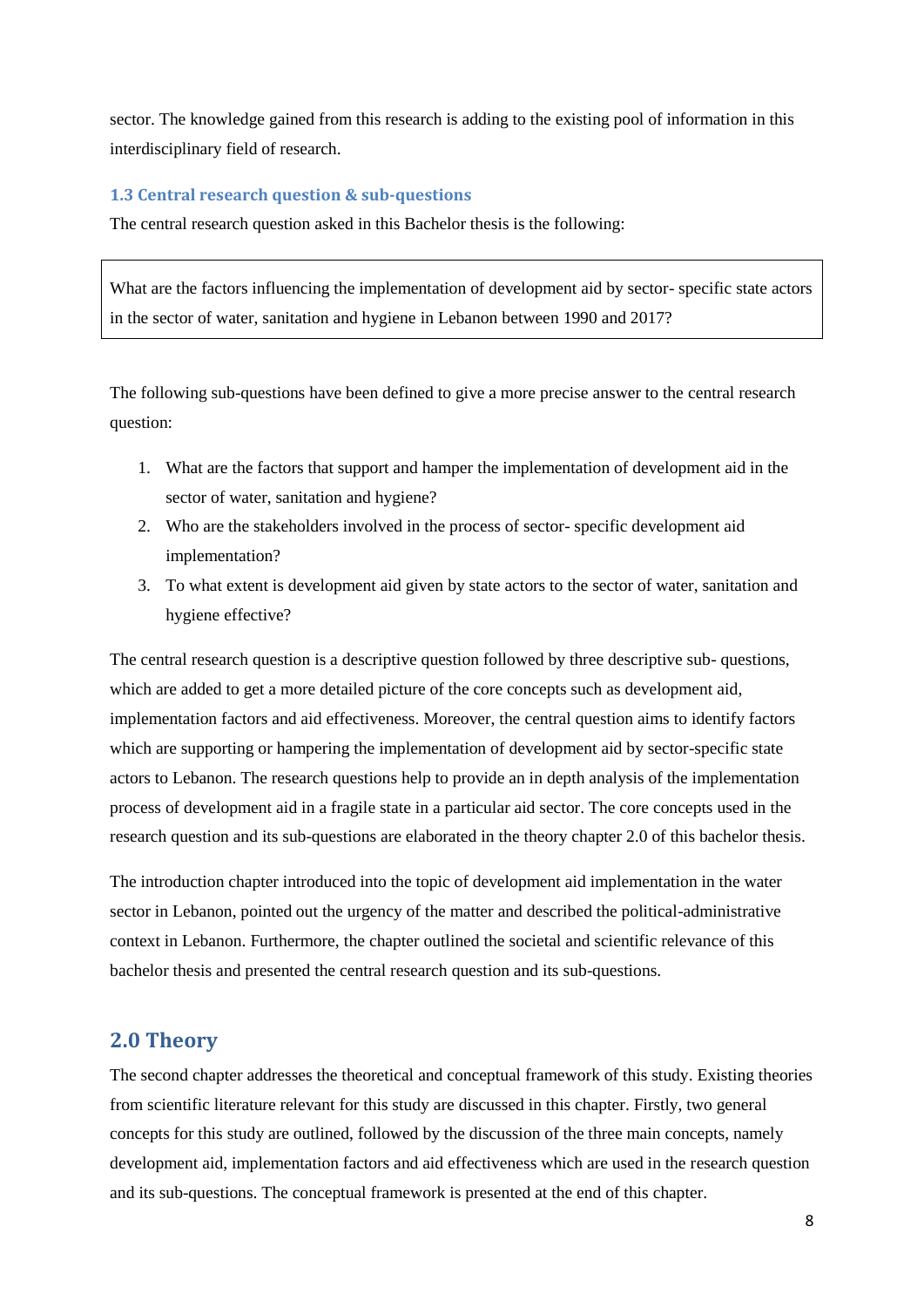sector. The knowledge gained from this research is adding to the existing pool of information in this interdisciplinary field of research.

### 1.3 Central research question & sub-questions

The central research question asked in this Bachelor thesis is the following:

> What are the factors influencing the implementation of development aid by sector- specific state actors in the sector of water, sanitation and hygiene in Lebanon between 1990 and 2017?

The following sub-questions have been defined to give a more precise answer to the central research question:

1. What are the factors that support and hamper the implementation of development aid in the sector of water, sanitation and hygiene?
2. Who are the stakeholders involved in the process of sector- specific development aid implementation?
3. To what extent is development aid given by state actors to the sector of water, sanitation and hygiene effective?

The central research question is a descriptive question followed by three descriptive sub- questions, which are added to get a more detailed picture of the core concepts such as development aid, implementation factors and aid effectiveness. Moreover, the central question aims to identify factors which are supporting or hampering the implementation of development aid by sector-specific state actors to Lebanon. The research questions help to provide an in depth analysis of the implementation process of development aid in a fragile state in a particular aid sector. The core concepts used in the research question and its sub-questions are elaborated in the theory chapter 2.0 of this bachelor thesis.

The introduction chapter introduced into the topic of development aid implementation in the water sector in Lebanon, pointed out the urgency of the matter and described the political-administrative context in Lebanon. Furthermore, the chapter outlined the societal and scientific relevance of this bachelor thesis and presented the central research question and its sub-questions.

## 2.0 Theory

The second chapter addresses the theoretical and conceptual framework of this study. Existing theories from scientific literature relevant for this study are discussed in this chapter. Firstly, two general concepts for this study are outlined, followed by the discussion of the three main concepts, namely development aid, implementation factors and aid effectiveness which are used in the research question and its sub-questions. The conceptual framework is presented at the end of this chapter.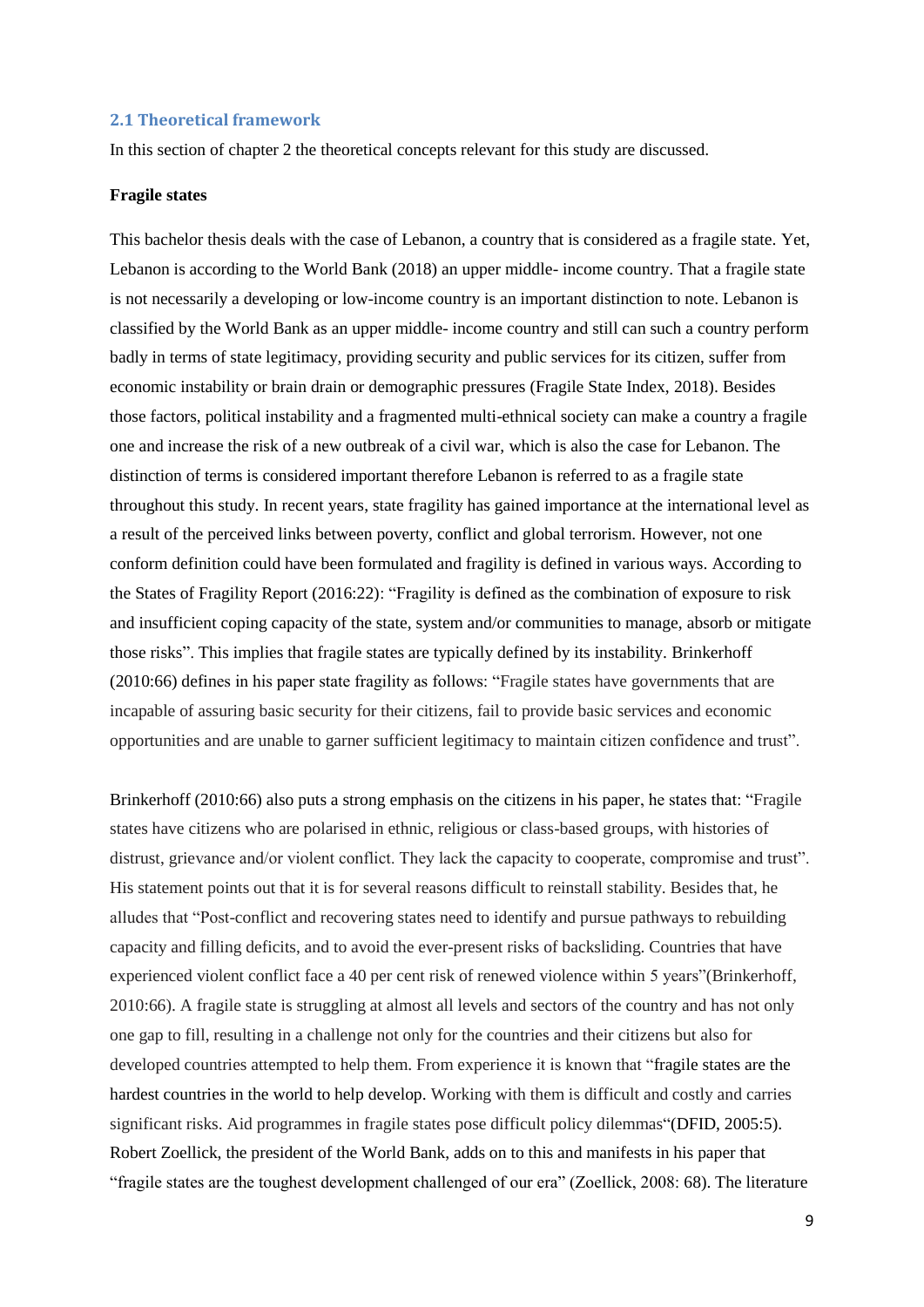## 2.1 Theoretical framework

In this section of chapter 2 the theoretical concepts relevant for this study are discussed.

**Fragile states**

This bachelor thesis deals with the case of Lebanon, a country that is considered as a fragile state. Yet, Lebanon is according to the World Bank (2018) an upper middle- income country. That a fragile state is not necessarily a developing or low-income country is an important distinction to note. Lebanon is classified by the World Bank as an upper middle- income country and still can such a country perform badly in terms of state legitimacy, providing security and public services for its citizen, suffer from economic instability or brain drain or demographic pressures (Fragile State Index, 2018). Besides those factors, political instability and a fragmented multi-ethnical society can make a country a fragile one and increase the risk of a new outbreak of a civil war, which is also the case for Lebanon. The distinction of terms is considered important therefore Lebanon is referred to as a fragile state throughout this study. In recent years, state fragility has gained importance at the international level as a result of the perceived links between poverty, conflict and global terrorism. However, not one conform definition could have been formulated and fragility is defined in various ways. According to the States of Fragility Report (2016:22): "Fragility is defined as the combination of exposure to risk and insufficient coping capacity of the state, system and/or communities to manage, absorb or mitigate those risks". This implies that fragile states are typically defined by its instability. Brinkerhoff (2010:66) defines in his paper state fragility as follows: "Fragile states have governments that are incapable of assuring basic security for their citizens, fail to provide basic services and economic opportunities and are unable to garner sufficient legitimacy to maintain citizen confidence and trust".

Brinkerhoff (2010:66) also puts a strong emphasis on the citizens in his paper, he states that: "Fragile states have citizens who are polarised in ethnic, religious or class-based groups, with histories of distrust, grievance and/or violent conflict. They lack the capacity to cooperate, compromise and trust". His statement points out that it is for several reasons difficult to reinstall stability. Besides that, he alludes that "Post-conflict and recovering states need to identify and pursue pathways to rebuilding capacity and filling deficits, and to avoid the ever-present risks of backsliding. Countries that have experienced violent conflict face a 40 per cent risk of renewed violence within 5 years"(Brinkerhoff, 2010:66). A fragile state is struggling at almost all levels and sectors of the country and has not only one gap to fill, resulting in a challenge not only for the countries and their citizens but also for developed countries attempted to help them. From experience it is known that "fragile states are the hardest countries in the world to help develop. Working with them is difficult and costly and carries significant risks. Aid programmes in fragile states pose difficult policy dilemmas"(DFID, 2005:5). Robert Zoellick, the president of the World Bank, adds on to this and manifests in his paper that "fragile states are the toughest development challenged of our era" (Zoellick, 2008: 68). The literature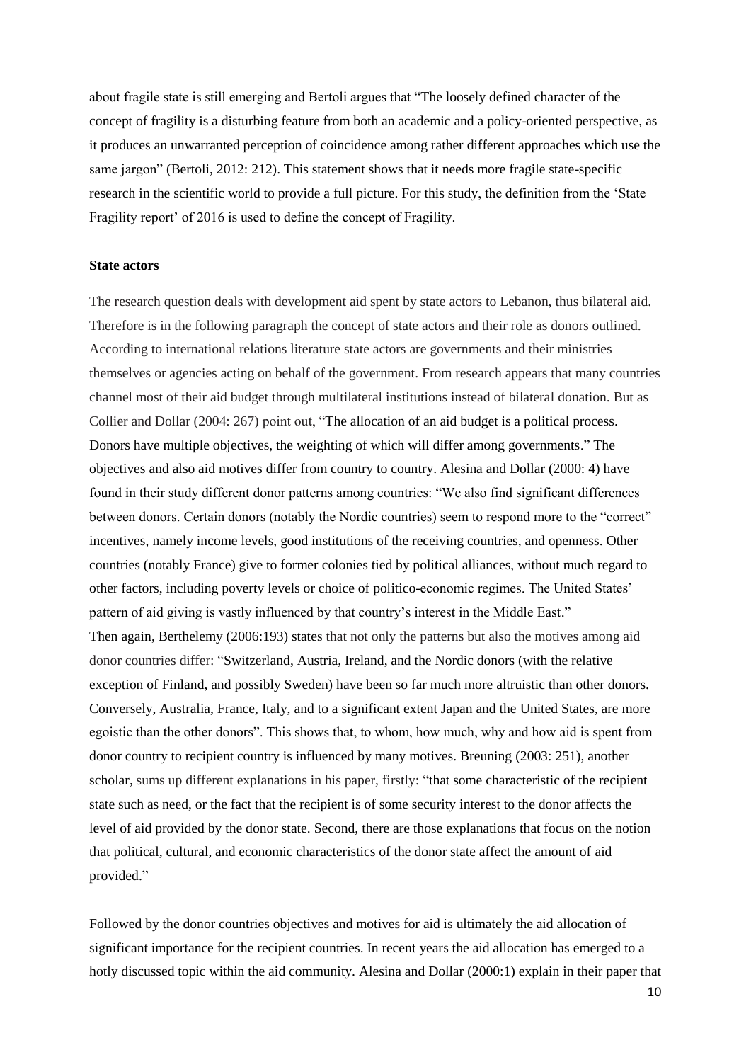about fragile state is still emerging and Bertoli argues that "The loosely defined character of the concept of fragility is a disturbing feature from both an academic and a policy-oriented perspective, as it produces an unwarranted perception of coincidence among rather different approaches which use the same jargon" (Bertoli, 2012: 212). This statement shows that it needs more fragile state-specific research in the scientific world to provide a full picture. For this study, the definition from the 'State Fragility report' of 2016 is used to define the concept of Fragility.

**State actors**

The research question deals with development aid spent by state actors to Lebanon, thus bilateral aid. Therefore is in the following paragraph the concept of state actors and their role as donors outlined. According to international relations literature state actors are governments and their ministries themselves or agencies acting on behalf of the government. From research appears that many countries channel most of their aid budget through multilateral institutions instead of bilateral donation. But as Collier and Dollar (2004: 267) point out, "The allocation of an aid budget is a political process. Donors have multiple objectives, the weighting of which will differ among governments." The objectives and also aid motives differ from country to country. Alesina and Dollar (2000: 4) have found in their study different donor patterns among countries: "We also find significant differences between donors. Certain donors (notably the Nordic countries) seem to respond more to the "correct" incentives, namely income levels, good institutions of the receiving countries, and openness. Other countries (notably France) give to former colonies tied by political alliances, without much regard to other factors, including poverty levels or choice of politico-economic regimes. The United States' pattern of aid giving is vastly influenced by that country's interest in the Middle East."
Then again, Berthelemy (2006:193) states that not only the patterns but also the motives among aid donor countries differ: "Switzerland, Austria, Ireland, and the Nordic donors (with the relative exception of Finland, and possibly Sweden) have been so far much more altruistic than other donors. Conversely, Australia, France, Italy, and to a significant extent Japan and the United States, are more egoistic than the other donors". This shows that, to whom, how much, why and how aid is spent from donor country to recipient country is influenced by many motives. Breuning (2003: 251), another scholar, sums up different explanations in his paper, firstly: "that some characteristic of the recipient state such as need, or the fact that the recipient is of some security interest to the donor affects the level of aid provided by the donor state. Second, there are those explanations that focus on the notion that political, cultural, and economic characteristics of the donor state affect the amount of aid provided."

Followed by the donor countries objectives and motives for aid is ultimately the aid allocation of significant importance for the recipient countries. In recent years the aid allocation has emerged to a hotly discussed topic within the aid community. Alesina and Dollar (2000:1) explain in their paper that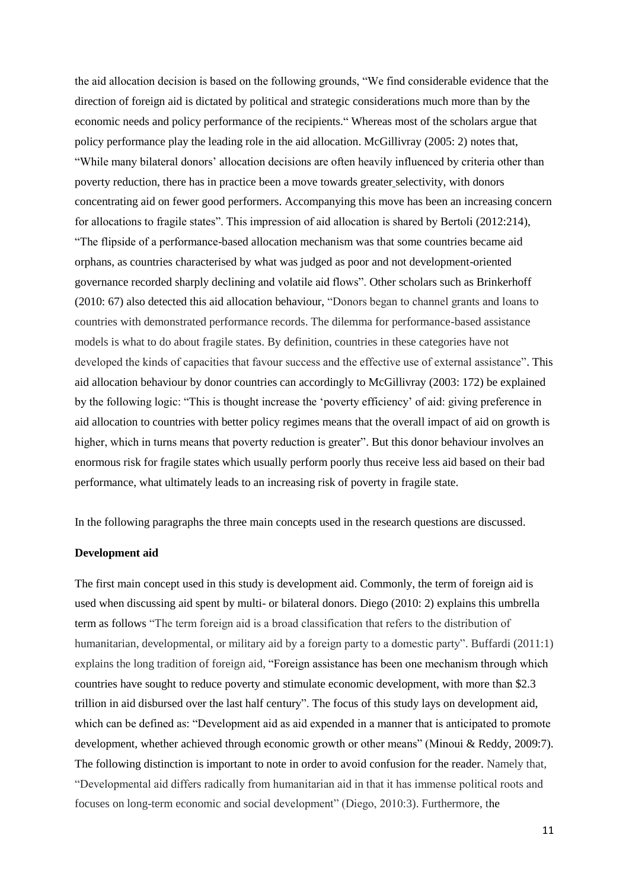the aid allocation decision is based on the following grounds, "We find considerable evidence that the direction of foreign aid is dictated by political and strategic considerations much more than by the economic needs and policy performance of the recipients." Whereas most of the scholars argue that policy performance play the leading role in the aid allocation. McGillivray (2005: 2) notes that, "While many bilateral donors' allocation decisions are often heavily influenced by criteria other than poverty reduction, there has in practice been a move towards greater selectivity, with donors concentrating aid on fewer good performers. Accompanying this move has been an increasing concern for allocations to fragile states". This impression of aid allocation is shared by Bertoli (2012:214), "The flipside of a performance-based allocation mechanism was that some countries became aid orphans, as countries characterised by what was judged as poor and not development-oriented governance recorded sharply declining and volatile aid flows". Other scholars such as Brinkerhoff (2010: 67) also detected this aid allocation behaviour, "Donors began to channel grants and loans to countries with demonstrated performance records. The dilemma for performance-based assistance models is what to do about fragile states. By definition, countries in these categories have not developed the kinds of capacities that favour success and the effective use of external assistance". This aid allocation behaviour by donor countries can accordingly to McGillivray (2003: 172) be explained by the following logic: "This is thought increase the 'poverty efficiency' of aid: giving preference in aid allocation to countries with better policy regimes means that the overall impact of aid on growth is higher, which in turns means that poverty reduction is greater". But this donor behaviour involves an enormous risk for fragile states which usually perform poorly thus receive less aid based on their bad performance, what ultimately leads to an increasing risk of poverty in fragile state.

In the following paragraphs the three main concepts used in the research questions are discussed.

**Development aid**

The first main concept used in this study is development aid. Commonly, the term of foreign aid is used when discussing aid spent by multi- or bilateral donors. Diego (2010: 2) explains this umbrella term as follows "The term foreign aid is a broad classification that refers to the distribution of humanitarian, developmental, or military aid by a foreign party to a domestic party". Buffardi (2011:1) explains the long tradition of foreign aid, "Foreign assistance has been one mechanism through which countries have sought to reduce poverty and stimulate economic development, with more than $2.3 trillion in aid disbursed over the last half century". The focus of this study lays on development aid, which can be defined as: "Development aid as aid expended in a manner that is anticipated to promote development, whether achieved through economic growth or other means" (Minoui & Reddy, 2009:7). The following distinction is important to note in order to avoid confusion for the reader. Namely that, "Developmental aid differs radically from humanitarian aid in that it has immense political roots and focuses on long-term economic and social development" (Diego, 2010:3). Furthermore, the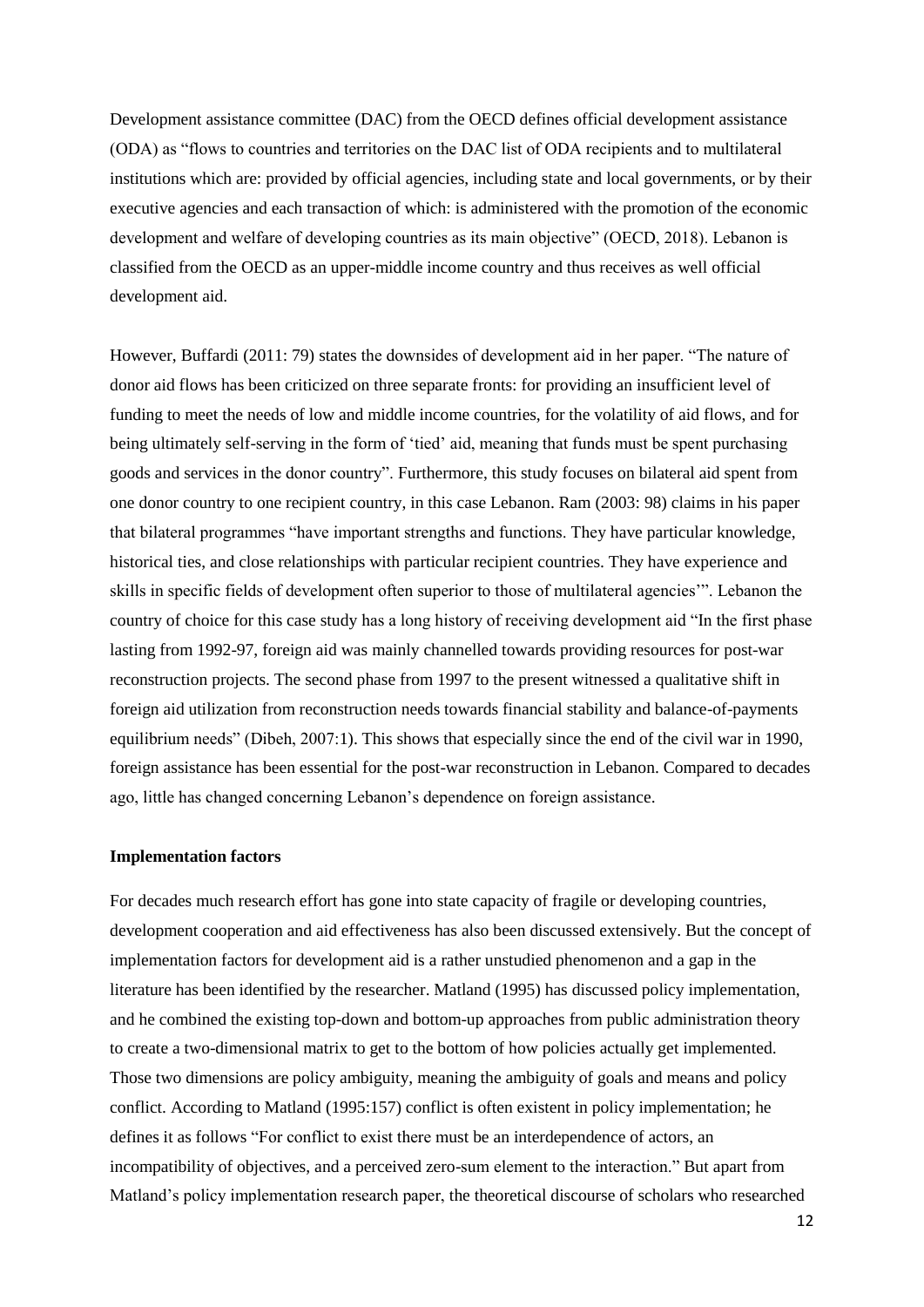Development assistance committee (DAC) from the OECD defines official development assistance (ODA) as "flows to countries and territories on the DAC list of ODA recipients and to multilateral institutions which are: provided by official agencies, including state and local governments, or by their executive agencies and each transaction of which: is administered with the promotion of the economic development and welfare of developing countries as its main objective" (OECD, 2018). Lebanon is classified from the OECD as an upper-middle income country and thus receives as well official development aid.

However, Buffardi (2011: 79) states the downsides of development aid in her paper. "The nature of donor aid flows has been criticized on three separate fronts: for providing an insufficient level of funding to meet the needs of low and middle income countries, for the volatility of aid flows, and for being ultimately self-serving in the form of 'tied' aid, meaning that funds must be spent purchasing goods and services in the donor country". Furthermore, this study focuses on bilateral aid spent from one donor country to one recipient country, in this case Lebanon. Ram (2003: 98) claims in his paper that bilateral programmes "have important strengths and functions. They have particular knowledge, historical ties, and close relationships with particular recipient countries. They have experience and skills in specific fields of development often superior to those of multilateral agencies'". Lebanon the country of choice for this case study has a long history of receiving development aid "In the first phase lasting from 1992-97, foreign aid was mainly channelled towards providing resources for post-war reconstruction projects. The second phase from 1997 to the present witnessed a qualitative shift in foreign aid utilization from reconstruction needs towards financial stability and balance-of-payments equilibrium needs" (Dibeh, 2007:1). This shows that especially since the end of the civil war in 1990, foreign assistance has been essential for the post-war reconstruction in Lebanon. Compared to decades ago, little has changed concerning Lebanon's dependence on foreign assistance.

**Implementation factors**

For decades much research effort has gone into state capacity of fragile or developing countries, development cooperation and aid effectiveness has also been discussed extensively. But the concept of implementation factors for development aid is a rather unstudied phenomenon and a gap in the literature has been identified by the researcher. Matland (1995) has discussed policy implementation, and he combined the existing top-down and bottom-up approaches from public administration theory to create a two-dimensional matrix to get to the bottom of how policies actually get implemented. Those two dimensions are policy ambiguity, meaning the ambiguity of goals and means and policy conflict. According to Matland (1995:157) conflict is often existent in policy implementation; he defines it as follows "For conflict to exist there must be an interdependence of actors, an incompatibility of objectives, and a perceived zero-sum element to the interaction." But apart from Matland's policy implementation research paper, the theoretical discourse of scholars who researched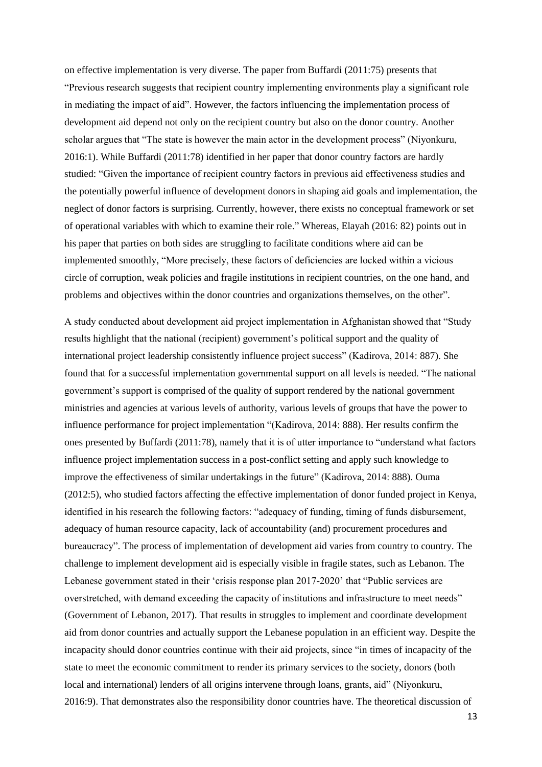on effective implementation is very diverse. The paper from Buffardi (2011:75) presents that "Previous research suggests that recipient country implementing environments play a significant role in mediating the impact of aid". However, the factors influencing the implementation process of development aid depend not only on the recipient country but also on the donor country. Another scholar argues that "The state is however the main actor in the development process" (Niyonkuru, 2016:1). While Buffardi (2011:78) identified in her paper that donor country factors are hardly studied: "Given the importance of recipient country factors in previous aid effectiveness studies and the potentially powerful influence of development donors in shaping aid goals and implementation, the neglect of donor factors is surprising. Currently, however, there exists no conceptual framework or set of operational variables with which to examine their role." Whereas, Elayah (2016: 82) points out in his paper that parties on both sides are struggling to facilitate conditions where aid can be implemented smoothly, "More precisely, these factors of deficiencies are locked within a vicious circle of corruption, weak policies and fragile institutions in recipient countries, on the one hand, and problems and objectives within the donor countries and organizations themselves, on the other".

A study conducted about development aid project implementation in Afghanistan showed that "Study results highlight that the national (recipient) government's political support and the quality of international project leadership consistently influence project success" (Kadirova, 2014: 887). She found that for a successful implementation governmental support on all levels is needed. "The national government's support is comprised of the quality of support rendered by the national government ministries and agencies at various levels of authority, various levels of groups that have the power to influence performance for project implementation "(Kadirova, 2014: 888). Her results confirm the ones presented by Buffardi (2011:78), namely that it is of utter importance to "understand what factors influence project implementation success in a post-conflict setting and apply such knowledge to improve the effectiveness of similar undertakings in the future" (Kadirova, 2014: 888). Ouma (2012:5), who studied factors affecting the effective implementation of donor funded project in Kenya, identified in his research the following factors: "adequacy of funding, timing of funds disbursement, adequacy of human resource capacity, lack of accountability (and) procurement procedures and bureaucracy". The process of implementation of development aid varies from country to country. The challenge to implement development aid is especially visible in fragile states, such as Lebanon. The Lebanese government stated in their 'crisis response plan 2017-2020' that "Public services are overstretched, with demand exceeding the capacity of institutions and infrastructure to meet needs" (Government of Lebanon, 2017). That results in struggles to implement and coordinate development aid from donor countries and actually support the Lebanese population in an efficient way. Despite the incapacity should donor countries continue with their aid projects, since "in times of incapacity of the state to meet the economic commitment to render its primary services to the society, donors (both local and international) lenders of all origins intervene through loans, grants, aid" (Niyonkuru, 2016:9). That demonstrates also the responsibility donor countries have. The theoretical discussion of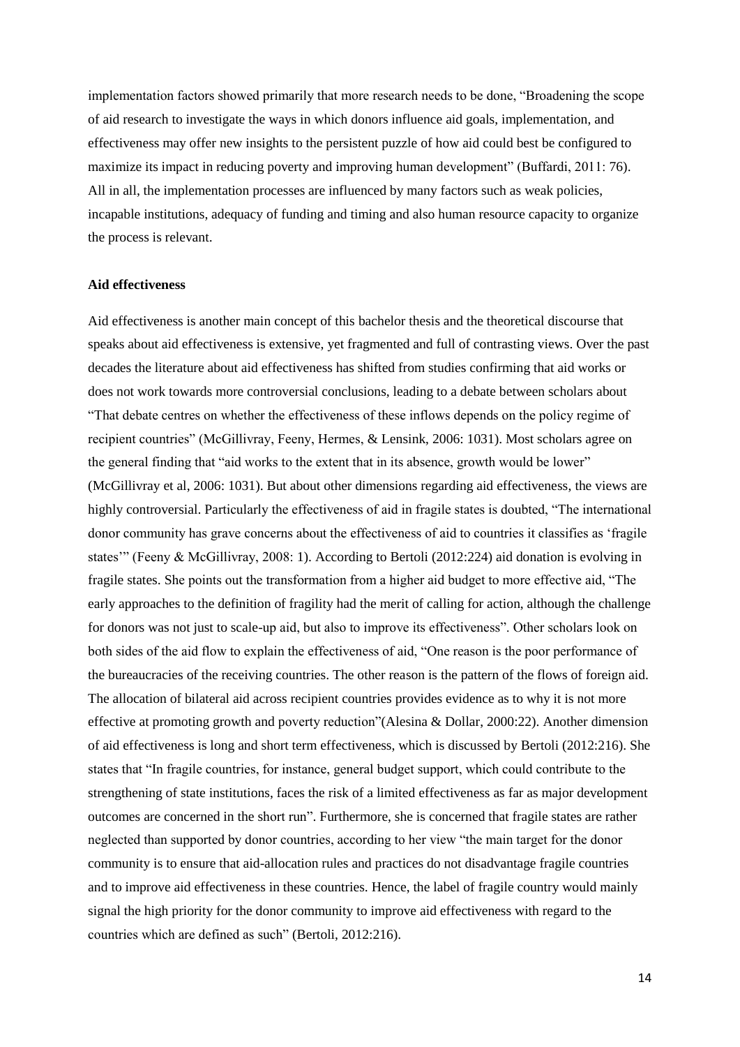implementation factors showed primarily that more research needs to be done, "Broadening the scope of aid research to investigate the ways in which donors influence aid goals, implementation, and effectiveness may offer new insights to the persistent puzzle of how aid could best be configured to maximize its impact in reducing poverty and improving human development" (Buffardi, 2011: 76). All in all, the implementation processes are influenced by many factors such as weak policies, incapable institutions, adequacy of funding and timing and also human resource capacity to organize the process is relevant.

**Aid effectiveness**

Aid effectiveness is another main concept of this bachelor thesis and the theoretical discourse that speaks about aid effectiveness is extensive, yet fragmented and full of contrasting views. Over the past decades the literature about aid effectiveness has shifted from studies confirming that aid works or does not work towards more controversial conclusions, leading to a debate between scholars about "That debate centres on whether the effectiveness of these inflows depends on the policy regime of recipient countries" (McGillivray, Feeny, Hermes, & Lensink, 2006: 1031). Most scholars agree on the general finding that "aid works to the extent that in its absence, growth would be lower" (McGillivray et al, 2006: 1031). But about other dimensions regarding aid effectiveness, the views are highly controversial. Particularly the effectiveness of aid in fragile states is doubted, "The international donor community has grave concerns about the effectiveness of aid to countries it classifies as 'fragile states'" (Feeny & McGillivray, 2008: 1). According to Bertoli (2012:224) aid donation is evolving in fragile states. She points out the transformation from a higher aid budget to more effective aid, "The early approaches to the definition of fragility had the merit of calling for action, although the challenge for donors was not just to scale-up aid, but also to improve its effectiveness". Other scholars look on both sides of the aid flow to explain the effectiveness of aid, "One reason is the poor performance of the bureaucracies of the receiving countries. The other reason is the pattern of the flows of foreign aid. The allocation of bilateral aid across recipient countries provides evidence as to why it is not more effective at promoting growth and poverty reduction"(Alesina & Dollar, 2000:22). Another dimension of aid effectiveness is long and short term effectiveness, which is discussed by Bertoli (2012:216). She states that "In fragile countries, for instance, general budget support, which could contribute to the strengthening of state institutions, faces the risk of a limited effectiveness as far as major development outcomes are concerned in the short run". Furthermore, she is concerned that fragile states are rather neglected than supported by donor countries, according to her view "the main target for the donor community is to ensure that aid-allocation rules and practices do not disadvantage fragile countries and to improve aid effectiveness in these countries. Hence, the label of fragile country would mainly signal the high priority for the donor community to improve aid effectiveness with regard to the countries which are defined as such" (Bertoli, 2012:216).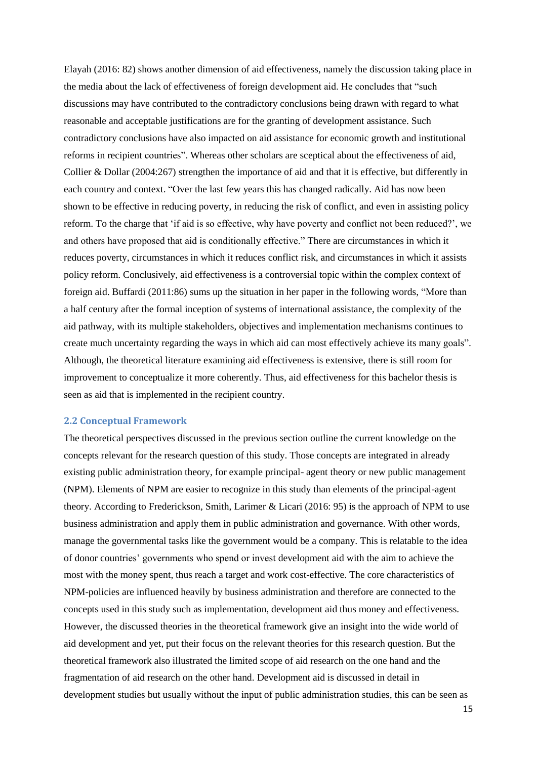Elayah (2016: 82) shows another dimension of aid effectiveness, namely the discussion taking place in the media about the lack of effectiveness of foreign development aid. He concludes that "such discussions may have contributed to the contradictory conclusions being drawn with regard to what reasonable and acceptable justifications are for the granting of development assistance. Such contradictory conclusions have also impacted on aid assistance for economic growth and institutional reforms in recipient countries". Whereas other scholars are sceptical about the effectiveness of aid, Collier & Dollar (2004:267) strengthen the importance of aid and that it is effective, but differently in each country and context. "Over the last few years this has changed radically. Aid has now been shown to be effective in reducing poverty, in reducing the risk of conflict, and even in assisting policy reform. To the charge that 'if aid is so effective, why have poverty and conflict not been reduced?', we and others have proposed that aid is conditionally effective." There are circumstances in which it reduces poverty, circumstances in which it reduces conflict risk, and circumstances in which it assists policy reform. Conclusively, aid effectiveness is a controversial topic within the complex context of foreign aid. Buffardi (2011:86) sums up the situation in her paper in the following words, "More than a half century after the formal inception of systems of international assistance, the complexity of the aid pathway, with its multiple stakeholders, objectives and implementation mechanisms continues to create much uncertainty regarding the ways in which aid can most effectively achieve its many goals". Although, the theoretical literature examining aid effectiveness is extensive, there is still room for improvement to conceptualize it more coherently. Thus, aid effectiveness for this bachelor thesis is seen as aid that is implemented in the recipient country.

## 2.2 Conceptual Framework

The theoretical perspectives discussed in the previous section outline the current knowledge on the concepts relevant for the research question of this study. Those concepts are integrated in already existing public administration theory, for example principal- agent theory or new public management (NPM). Elements of NPM are easier to recognize in this study than elements of the principal-agent theory. According to Frederickson, Smith, Larimer & Licari (2016: 95) is the approach of NPM to use business administration and apply them in public administration and governance. With other words, manage the governmental tasks like the government would be a company. This is relatable to the idea of donor countries' governments who spend or invest development aid with the aim to achieve the most with the money spent, thus reach a target and work cost-effective. The core characteristics of NPM-policies are influenced heavily by business administration and therefore are connected to the concepts used in this study such as implementation, development aid thus money and effectiveness. However, the discussed theories in the theoretical framework give an insight into the wide world of aid development and yet, put their focus on the relevant theories for this research question. But the theoretical framework also illustrated the limited scope of aid research on the one hand and the fragmentation of aid research on the other hand. Development aid is discussed in detail in development studies but usually without the input of public administration studies, this can be seen as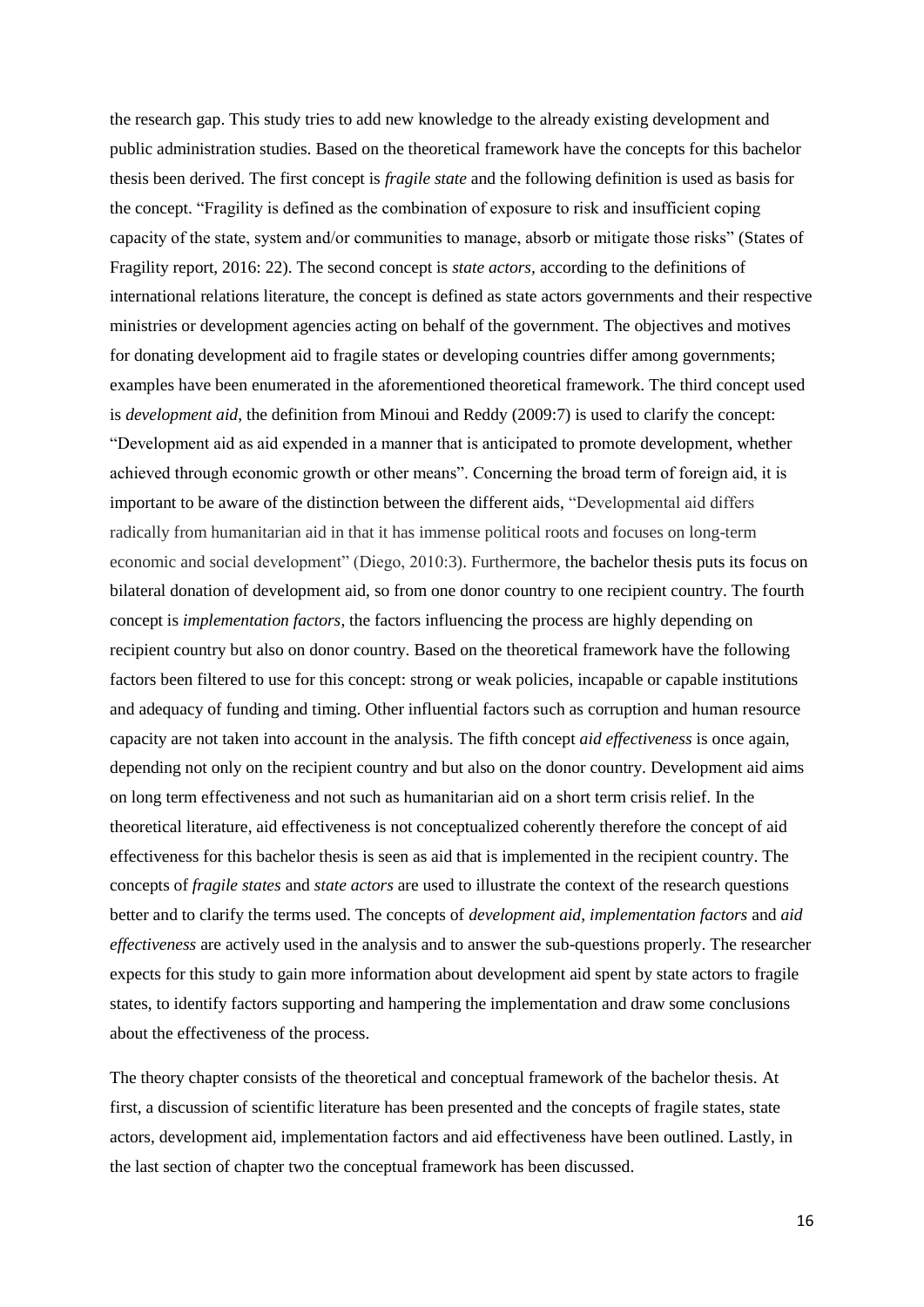the research gap. This study tries to add new knowledge to the already existing development and public administration studies. Based on the theoretical framework have the concepts for this bachelor thesis been derived. The first concept is *fragile state* and the following definition is used as basis for the concept. "Fragility is defined as the combination of exposure to risk and insufficient coping capacity of the state, system and/or communities to manage, absorb or mitigate those risks" (States of Fragility report, 2016: 22). The second concept is *state actors,* according to the definitions of international relations literature, the concept is defined as state actors governments and their respective ministries or development agencies acting on behalf of the government. The objectives and motives for donating development aid to fragile states or developing countries differ among governments; examples have been enumerated in the aforementioned theoretical framework. The third concept used is *development aid*, the definition from Minoui and Reddy (2009:7) is used to clarify the concept: "Development aid as aid expended in a manner that is anticipated to promote development, whether achieved through economic growth or other means". Concerning the broad term of foreign aid, it is important to be aware of the distinction between the different aids, "Developmental aid differs radically from humanitarian aid in that it has immense political roots and focuses on long-term economic and social development" (Diego, 2010:3). Furthermore, the bachelor thesis puts its focus on bilateral donation of development aid, so from one donor country to one recipient country. The fourth concept is *implementation factors*, the factors influencing the process are highly depending on recipient country but also on donor country. Based on the theoretical framework have the following factors been filtered to use for this concept: strong or weak policies, incapable or capable institutions and adequacy of funding and timing. Other influential factors such as corruption and human resource capacity are not taken into account in the analysis. The fifth concept *aid effectiveness* is once again, depending not only on the recipient country and but also on the donor country. Development aid aims on long term effectiveness and not such as humanitarian aid on a short term crisis relief. In the theoretical literature, aid effectiveness is not conceptualized coherently therefore the concept of aid effectiveness for this bachelor thesis is seen as aid that is implemented in the recipient country. The concepts of *fragile states* and *state actors* are used to illustrate the context of the research questions better and to clarify the terms used. The concepts of *development aid*, *implementation factors* and *aid effectiveness* are actively used in the analysis and to answer the sub-questions properly. The researcher expects for this study to gain more information about development aid spent by state actors to fragile states, to identify factors supporting and hampering the implementation and draw some conclusions about the effectiveness of the process.

The theory chapter consists of the theoretical and conceptual framework of the bachelor thesis. At first, a discussion of scientific literature has been presented and the concepts of fragile states, state actors, development aid, implementation factors and aid effectiveness have been outlined. Lastly, in the last section of chapter two the conceptual framework has been discussed.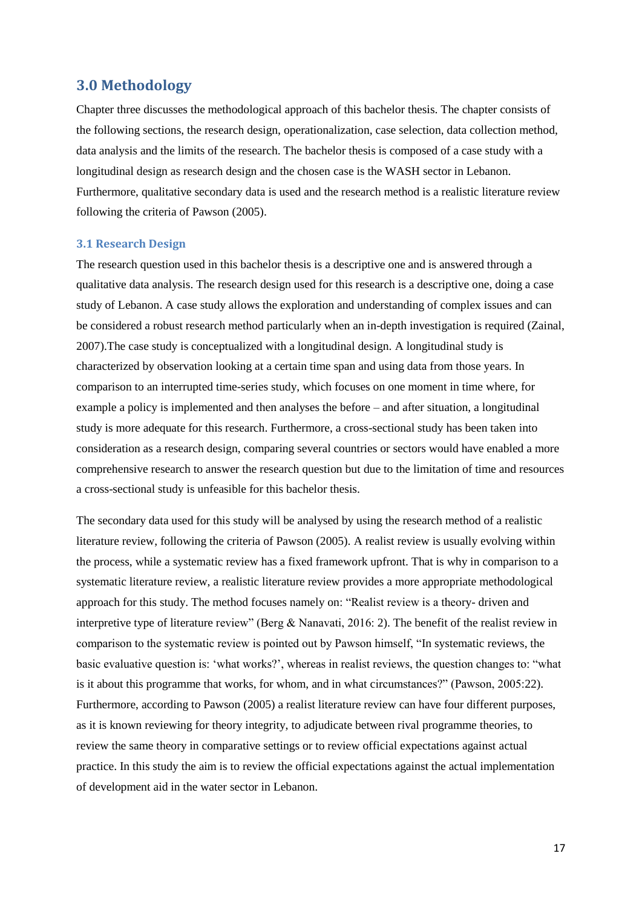## 3.0 Methodology

Chapter three discusses the methodological approach of this bachelor thesis. The chapter consists of the following sections, the research design, operationalization, case selection, data collection method, data analysis and the limits of the research. The bachelor thesis is composed of a case study with a longitudinal design as research design and the chosen case is the WASH sector in Lebanon. Furthermore, qualitative secondary data is used and the research method is a realistic literature review following the criteria of Pawson (2005).

### 3.1 Research Design

The research question used in this bachelor thesis is a descriptive one and is answered through a qualitative data analysis. The research design used for this research is a descriptive one, doing a case study of Lebanon. A case study allows the exploration and understanding of complex issues and can be considered a robust research method particularly when an in-depth investigation is required (Zainal, 2007).The case study is conceptualized with a longitudinal design. A longitudinal study is characterized by observation looking at a certain time span and using data from those years. In comparison to an interrupted time-series study, which focuses on one moment in time where, for example a policy is implemented and then analyses the before – and after situation, a longitudinal study is more adequate for this research. Furthermore, a cross-sectional study has been taken into consideration as a research design, comparing several countries or sectors would have enabled a more comprehensive research to answer the research question but due to the limitation of time and resources a cross-sectional study is unfeasible for this bachelor thesis.

The secondary data used for this study will be analysed by using the research method of a realistic literature review, following the criteria of Pawson (2005). A realist review is usually evolving within the process, while a systematic review has a fixed framework upfront. That is why in comparison to a systematic literature review, a realistic literature review provides a more appropriate methodological approach for this study. The method focuses namely on: "Realist review is a theory- driven and interpretive type of literature review" (Berg & Nanavati, 2016: 2). The benefit of the realist review in comparison to the systematic review is pointed out by Pawson himself, "In systematic reviews, the basic evaluative question is: 'what works?', whereas in realist reviews, the question changes to: "what is it about this programme that works, for whom, and in what circumstances?" (Pawson, 2005:22). Furthermore, according to Pawson (2005) a realist literature review can have four different purposes, as it is known reviewing for theory integrity, to adjudicate between rival programme theories, to review the same theory in comparative settings or to review official expectations against actual practice. In this study the aim is to review the official expectations against the actual implementation of development aid in the water sector in Lebanon.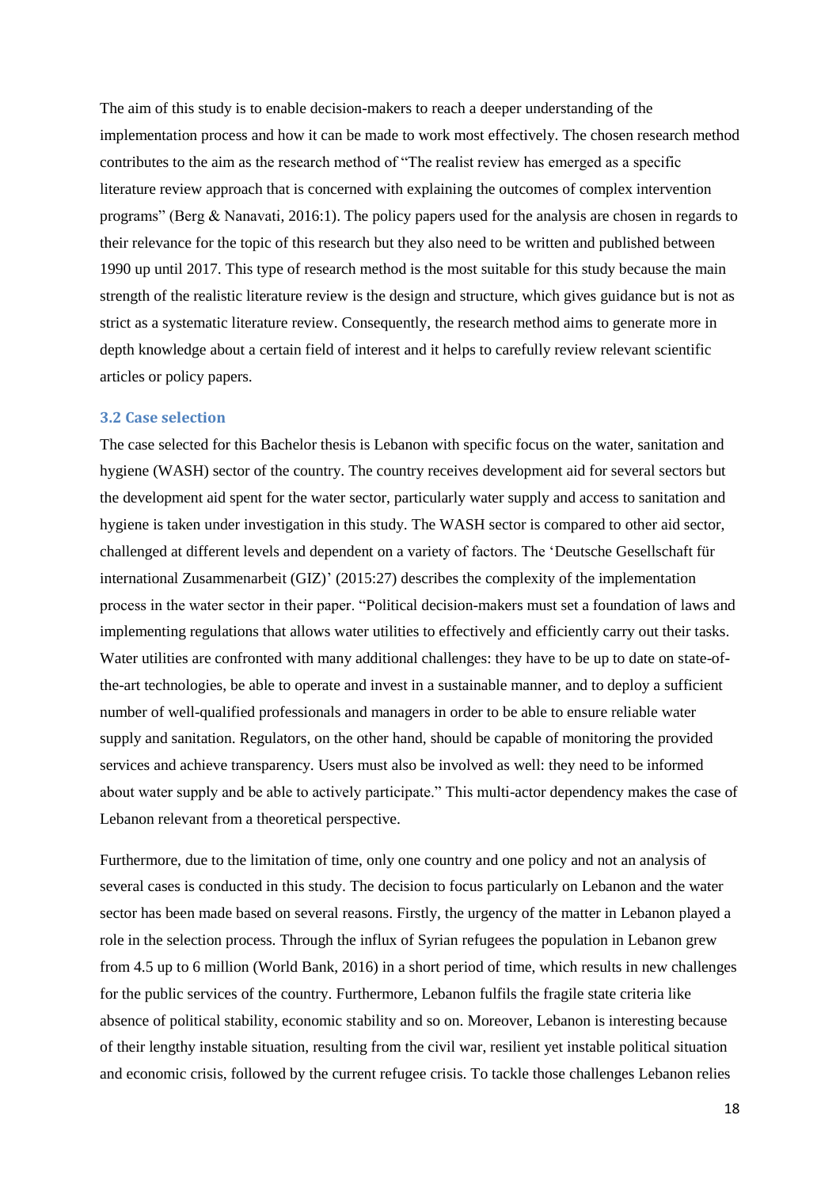The aim of this study is to enable decision-makers to reach a deeper understanding of the implementation process and how it can be made to work most effectively. The chosen research method contributes to the aim as the research method of "The realist review has emerged as a specific literature review approach that is concerned with explaining the outcomes of complex intervention programs" (Berg & Nanavati, 2016:1). The policy papers used for the analysis are chosen in regards to their relevance for the topic of this research but they also need to be written and published between 1990 up until 2017. This type of research method is the most suitable for this study because the main strength of the realistic literature review is the design and structure, which gives guidance but is not as strict as a systematic literature review. Consequently, the research method aims to generate more in depth knowledge about a certain field of interest and it helps to carefully review relevant scientific articles or policy papers.

### 3.2 Case selection

The case selected for this Bachelor thesis is Lebanon with specific focus on the water, sanitation and hygiene (WASH) sector of the country. The country receives development aid for several sectors but the development aid spent for the water sector, particularly water supply and access to sanitation and hygiene is taken under investigation in this study. The WASH sector is compared to other aid sector, challenged at different levels and dependent on a variety of factors. The 'Deutsche Gesellschaft für international Zusammenarbeit (GIZ)' (2015:27) describes the complexity of the implementation process in the water sector in their paper. "Political decision-makers must set a foundation of laws and implementing regulations that allows water utilities to effectively and efficiently carry out their tasks. Water utilities are confronted with many additional challenges: they have to be up to date on state-of-the-art technologies, be able to operate and invest in a sustainable manner, and to deploy a sufficient number of well-qualified professionals and managers in order to be able to ensure reliable water supply and sanitation. Regulators, on the other hand, should be capable of monitoring the provided services and achieve transparency. Users must also be involved as well: they need to be informed about water supply and be able to actively participate." This multi-actor dependency makes the case of Lebanon relevant from a theoretical perspective.

Furthermore, due to the limitation of time, only one country and one policy and not an analysis of several cases is conducted in this study. The decision to focus particularly on Lebanon and the water sector has been made based on several reasons. Firstly, the urgency of the matter in Lebanon played a role in the selection process. Through the influx of Syrian refugees the population in Lebanon grew from 4.5 up to 6 million (World Bank, 2016) in a short period of time, which results in new challenges for the public services of the country. Furthermore, Lebanon fulfils the fragile state criteria like absence of political stability, economic stability and so on. Moreover, Lebanon is interesting because of their lengthy instable situation, resulting from the civil war, resilient yet instable political situation and economic crisis, followed by the current refugee crisis. To tackle those challenges Lebanon relies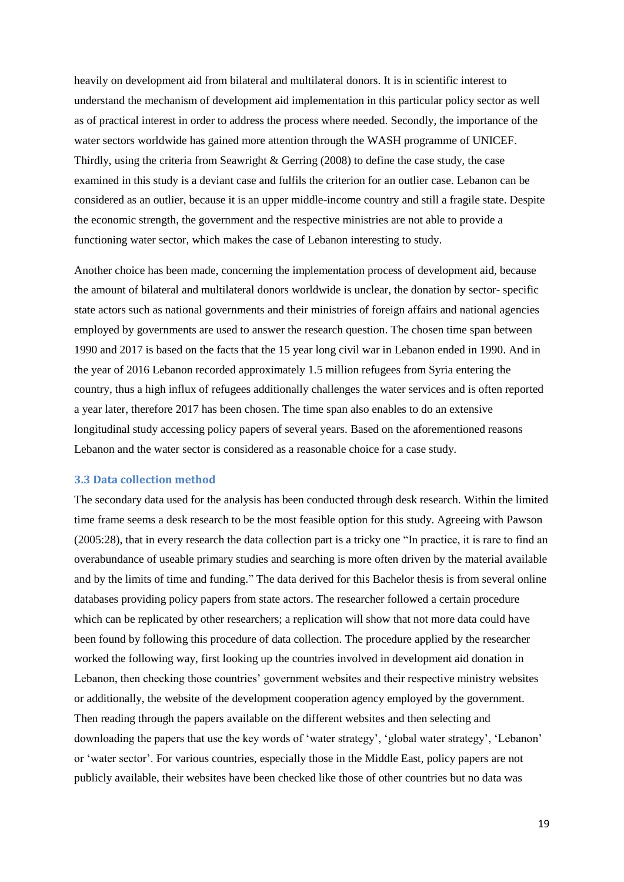heavily on development aid from bilateral and multilateral donors. It is in scientific interest to understand the mechanism of development aid implementation in this particular policy sector as well as of practical interest in order to address the process where needed. Secondly, the importance of the water sectors worldwide has gained more attention through the WASH programme of UNICEF. Thirdly, using the criteria from Seawright & Gerring (2008) to define the case study, the case examined in this study is a deviant case and fulfils the criterion for an outlier case. Lebanon can be considered as an outlier, because it is an upper middle-income country and still a fragile state. Despite the economic strength, the government and the respective ministries are not able to provide a functioning water sector, which makes the case of Lebanon interesting to study.

Another choice has been made, concerning the implementation process of development aid, because the amount of bilateral and multilateral donors worldwide is unclear, the donation by sector- specific state actors such as national governments and their ministries of foreign affairs and national agencies employed by governments are used to answer the research question. The chosen time span between 1990 and 2017 is based on the facts that the 15 year long civil war in Lebanon ended in 1990. And in the year of 2016 Lebanon recorded approximately 1.5 million refugees from Syria entering the country, thus a high influx of refugees additionally challenges the water services and is often reported a year later, therefore 2017 has been chosen. The time span also enables to do an extensive longitudinal study accessing policy papers of several years. Based on the aforementioned reasons Lebanon and the water sector is considered as a reasonable choice for a case study.

### 3.3 Data collection method

The secondary data used for the analysis has been conducted through desk research. Within the limited time frame seems a desk research to be the most feasible option for this study. Agreeing with Pawson (2005:28), that in every research the data collection part is a tricky one "In practice, it is rare to find an overabundance of useable primary studies and searching is more often driven by the material available and by the limits of time and funding." The data derived for this Bachelor thesis is from several online databases providing policy papers from state actors. The researcher followed a certain procedure which can be replicated by other researchers; a replication will show that not more data could have been found by following this procedure of data collection. The procedure applied by the researcher worked the following way, first looking up the countries involved in development aid donation in Lebanon, then checking those countries' government websites and their respective ministry websites or additionally, the website of the development cooperation agency employed by the government. Then reading through the papers available on the different websites and then selecting and downloading the papers that use the key words of 'water strategy', 'global water strategy', 'Lebanon' or 'water sector'. For various countries, especially those in the Middle East, policy papers are not publicly available, their websites have been checked like those of other countries but no data was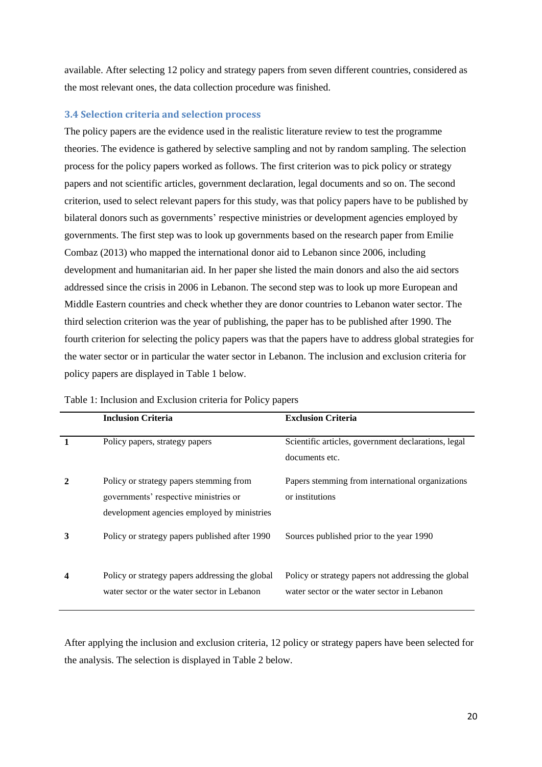available. After selecting 12 policy and strategy papers from seven different countries, considered as the most relevant ones, the data collection procedure was finished.

### 3.4 Selection criteria and selection process

The policy papers are the evidence used in the realistic literature review to test the programme theories. The evidence is gathered by selective sampling and not by random sampling. The selection process for the policy papers worked as follows. The first criterion was to pick policy or strategy papers and not scientific articles, government declaration, legal documents and so on. The second criterion, used to select relevant papers for this study, was that policy papers have to be published by bilateral donors such as governments' respective ministries or development agencies employed by governments. The first step was to look up governments based on the research paper from Emilie Combaz (2013) who mapped the international donor aid to Lebanon since 2006, including development and humanitarian aid. In her paper she listed the main donors and also the aid sectors addressed since the crisis in 2006 in Lebanon. The second step was to look up more European and Middle Eastern countries and check whether they are donor countries to Lebanon water sector. The third selection criterion was the year of publishing, the paper has to be published after 1990. The fourth criterion for selecting the policy papers was that the papers have to address global strategies for the water sector or in particular the water sector in Lebanon. The inclusion and exclusion criteria for policy papers are displayed in Table 1 below.

Table 1: Inclusion and Exclusion criteria for Policy papers

| | Inclusion Criteria | Exclusion Criteria |
|---|---|---|
| **1** | Policy papers, strategy papers | Scientific articles, government declarations, legal documents etc. |
| **2** | Policy or strategy papers stemming from governments' respective ministries or development agencies employed by ministries | Papers stemming from international organizations or institutions |
| **3** | Policy or strategy papers published after 1990 | Sources published prior to the year 1990 |
| **4** | Policy or strategy papers addressing the global water sector or the water sector in Lebanon | Policy or strategy papers not addressing the global water sector or the water sector in Lebanon |

After applying the inclusion and exclusion criteria, 12 policy or strategy papers have been selected for the analysis. The selection is displayed in Table 2 below.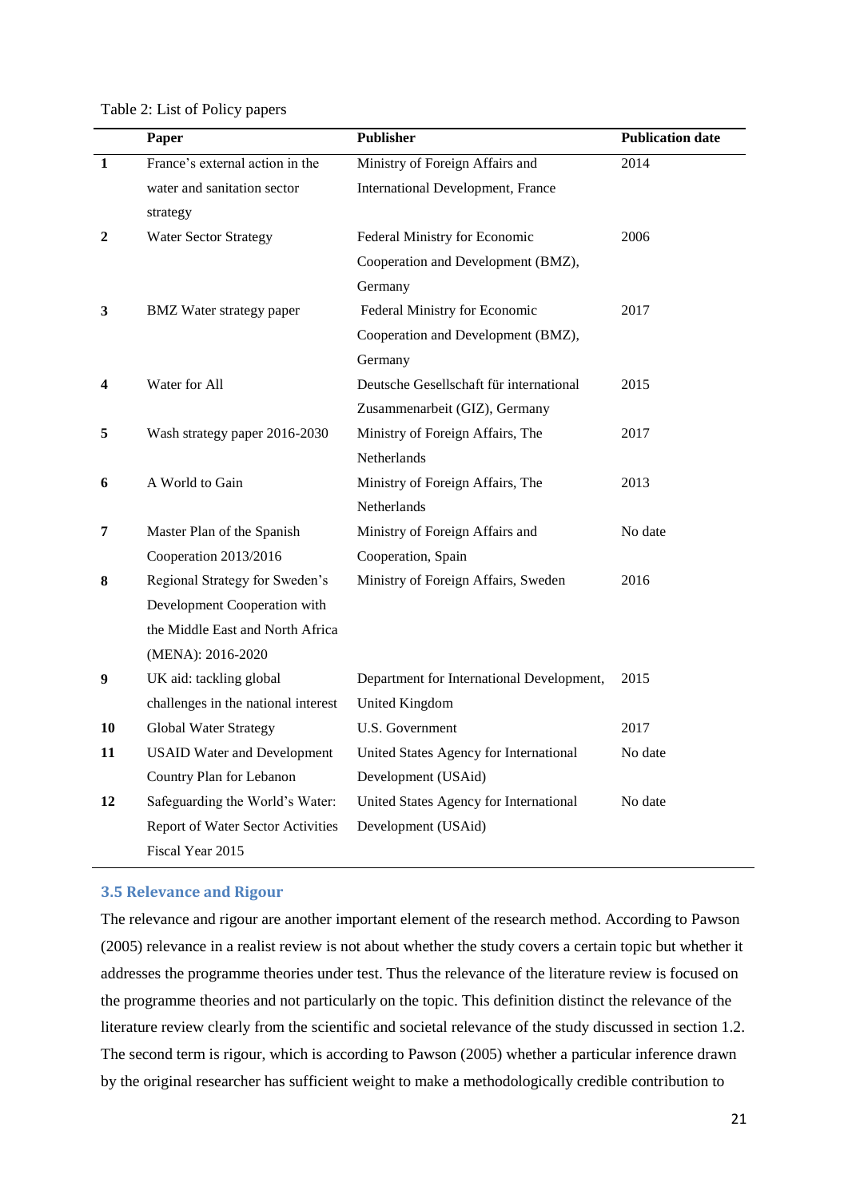Table 2: List of Policy papers

| | Paper | Publisher | Publication date |
|---|---|---|---|
| **1** | France's external action in the water and sanitation sector strategy | Ministry of Foreign Affairs and International Development, France | 2014 |
| **2** | Water Sector Strategy | Federal Ministry for Economic Cooperation and Development (BMZ), Germany | 2006 |
| **3** | BMZ Water strategy paper | Federal Ministry for Economic Cooperation and Development (BMZ), Germany | 2017 |
| **4** | Water for All | Deutsche Gesellschaft für international Zusammenarbeit (GIZ), Germany | 2015 |
| **5** | Wash strategy paper 2016-2030 | Ministry of Foreign Affairs, The Netherlands | 2017 |
| **6** | A World to Gain | Ministry of Foreign Affairs, The Netherlands | 2013 |
| **7** | Master Plan of the Spanish Cooperation 2013/2016 | Ministry of Foreign Affairs and Cooperation, Spain | No date |
| **8** | Regional Strategy for Sweden's Development Cooperation with the Middle East and North Africa (MENA): 2016-2020 | Ministry of Foreign Affairs, Sweden | 2016 |
| **9** | UK aid: tackling global challenges in the national interest | Department for International Development, United Kingdom | 2015 |
| **10** | Global Water Strategy | U.S. Government | 2017 |
| **11** | USAID Water and Development Country Plan for Lebanon | United States Agency for International Development (USAid) | No date |
| **12** | Safeguarding the World's Water: Report of Water Sector Activities Fiscal Year 2015 | United States Agency for International Development (USAid) | No date |

### 3.5 Relevance and Rigour

The relevance and rigour are another important element of the research method. According to Pawson (2005) relevance in a realist review is not about whether the study covers a certain topic but whether it addresses the programme theories under test. Thus the relevance of the literature review is focused on the programme theories and not particularly on the topic. This definition distinct the relevance of the literature review clearly from the scientific and societal relevance of the study discussed in section 1.2. The second term is rigour, which is according to Pawson (2005) whether a particular inference drawn by the original researcher has sufficient weight to make a methodologically credible contribution to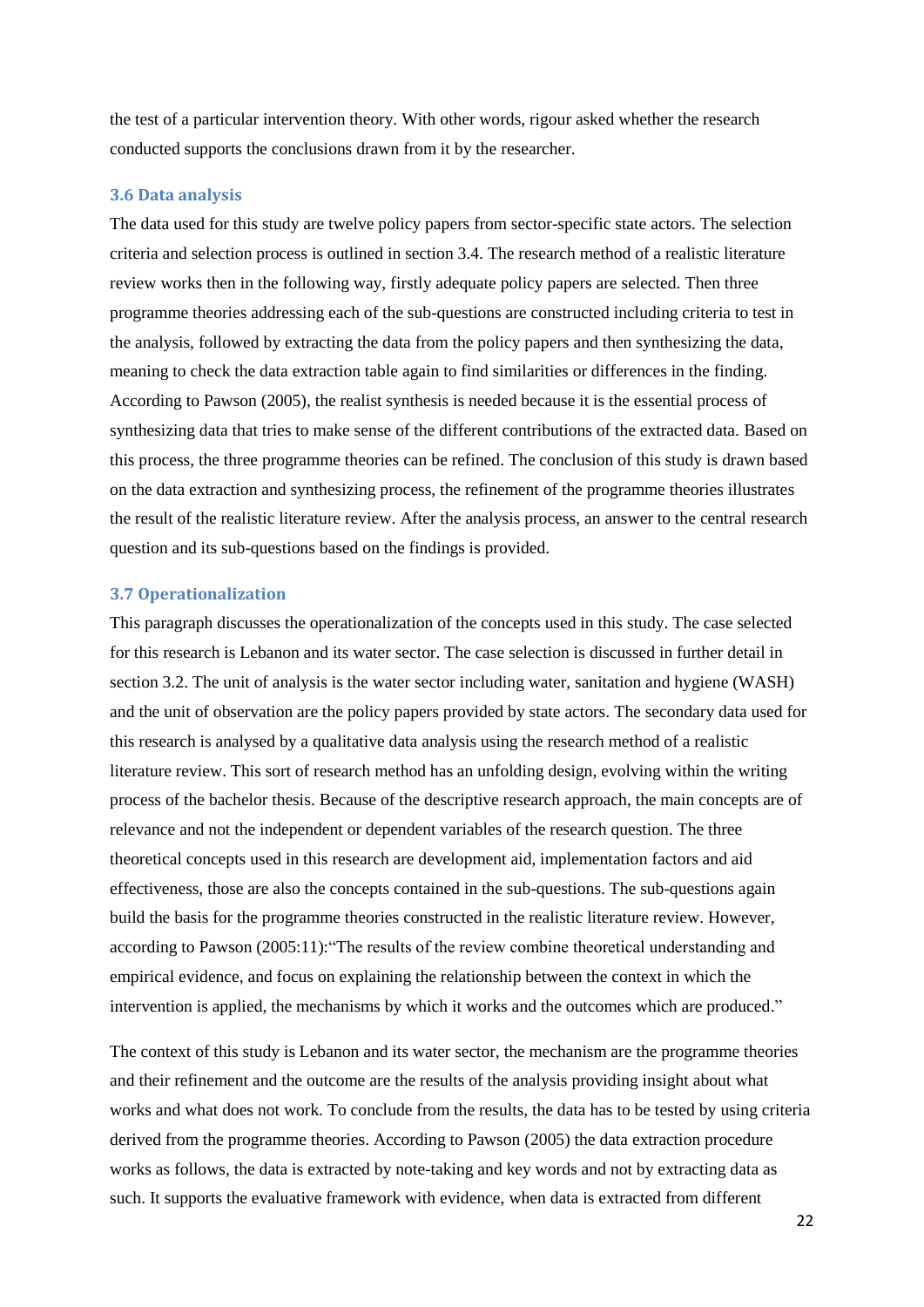the test of a particular intervention theory. With other words, rigour asked whether the research conducted supports the conclusions drawn from it by the researcher.

### 3.6 Data analysis

The data used for this study are twelve policy papers from sector-specific state actors. The selection criteria and selection process is outlined in section 3.4. The research method of a realistic literature review works then in the following way, firstly adequate policy papers are selected. Then three programme theories addressing each of the sub-questions are constructed including criteria to test in the analysis, followed by extracting the data from the policy papers and then synthesizing the data, meaning to check the data extraction table again to find similarities or differences in the finding. According to Pawson (2005), the realist synthesis is needed because it is the essential process of synthesizing data that tries to make sense of the different contributions of the extracted data. Based on this process, the three programme theories can be refined. The conclusion of this study is drawn based on the data extraction and synthesizing process, the refinement of the programme theories illustrates the result of the realistic literature review. After the analysis process, an answer to the central research question and its sub-questions based on the findings is provided.

### 3.7 Operationalization

This paragraph discusses the operationalization of the concepts used in this study. The case selected for this research is Lebanon and its water sector. The case selection is discussed in further detail in section 3.2. The unit of analysis is the water sector including water, sanitation and hygiene (WASH) and the unit of observation are the policy papers provided by state actors. The secondary data used for this research is analysed by a qualitative data analysis using the research method of a realistic literature review. This sort of research method has an unfolding design, evolving within the writing process of the bachelor thesis. Because of the descriptive research approach, the main concepts are of relevance and not the independent or dependent variables of the research question. The three theoretical concepts used in this research are development aid, implementation factors and aid effectiveness, those are also the concepts contained in the sub-questions. The sub-questions again build the basis for the programme theories constructed in the realistic literature review. However, according to Pawson (2005:11):"The results of the review combine theoretical understanding and empirical evidence, and focus on explaining the relationship between the context in which the intervention is applied, the mechanisms by which it works and the outcomes which are produced."

The context of this study is Lebanon and its water sector, the mechanism are the programme theories and their refinement and the outcome are the results of the analysis providing insight about what works and what does not work. To conclude from the results, the data has to be tested by using criteria derived from the programme theories. According to Pawson (2005) the data extraction procedure works as follows, the data is extracted by note-taking and key words and not by extracting data as such. It supports the evaluative framework with evidence, when data is extracted from different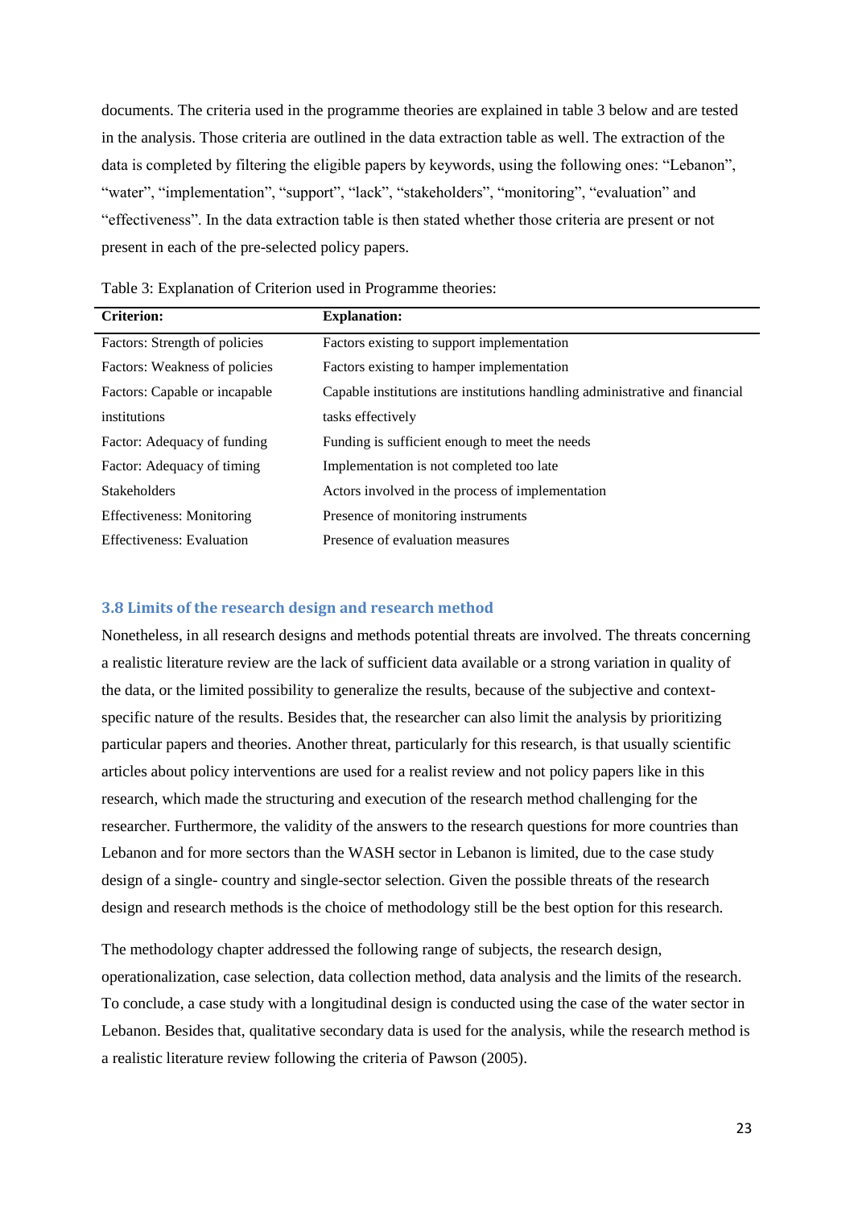documents. The criteria used in the programme theories are explained in table 3 below and are tested in the analysis. Those criteria are outlined in the data extraction table as well. The extraction of the data is completed by filtering the eligible papers by keywords, using the following ones: “Lebanon”, “water”, “implementation”, “support”, “lack”, “stakeholders”, “monitoring”, “evaluation” and “effectiveness”. In the data extraction table is then stated whether those criteria are present or not present in each of the pre-selected policy papers.

Table 3: Explanation of Criterion used in Programme theories:

| **Criterion:** | **Explanation:** |
|---|---|
| Factors: Strength of policies | Factors existing to support implementation |
| Factors: Weakness of policies | Factors existing to hamper implementation |
| Factors: Capable or incapable institutions | Capable institutions are institutions handling administrative and financial tasks effectively |
| Factor: Adequacy of funding | Funding is sufficient enough to meet the needs |
| Factor: Adequacy of timing | Implementation is not completed too late |
| Stakeholders | Actors involved in the process of implementation |
| Effectiveness: Monitoring | Presence of monitoring instruments |
| Effectiveness: Evaluation | Presence of evaluation measures |

### 3.8 Limits of the research design and research method

Nonetheless, in all research designs and methods potential threats are involved. The threats concerning a realistic literature review are the lack of sufficient data available or a strong variation in quality of the data, or the limited possibility to generalize the results, because of the subjective and context-specific nature of the results. Besides that, the researcher can also limit the analysis by prioritizing particular papers and theories. Another threat, particularly for this research, is that usually scientific articles about policy interventions are used for a realist review and not policy papers like in this research, which made the structuring and execution of the research method challenging for the researcher. Furthermore, the validity of the answers to the research questions for more countries than Lebanon and for more sectors than the WASH sector in Lebanon is limited, due to the case study design of a single- country and single-sector selection. Given the possible threats of the research design and research methods is the choice of methodology still be the best option for this research.

The methodology chapter addressed the following range of subjects, the research design, operationalization, case selection, data collection method, data analysis and the limits of the research. To conclude, a case study with a longitudinal design is conducted using the case of the water sector in Lebanon. Besides that, qualitative secondary data is used for the analysis, while the research method is a realistic literature review following the criteria of Pawson (2005).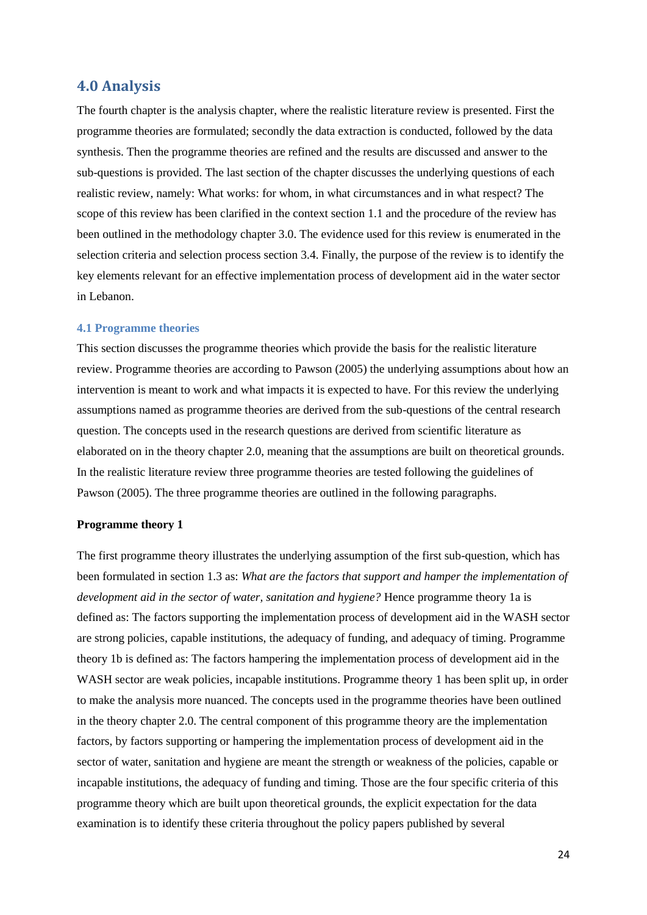## 4.0 Analysis

The fourth chapter is the analysis chapter, where the realistic literature review is presented. First the programme theories are formulated; secondly the data extraction is conducted, followed by the data synthesis. Then the programme theories are refined and the results are discussed and answer to the sub-questions is provided. The last section of the chapter discusses the underlying questions of each realistic review, namely: What works: for whom, in what circumstances and in what respect? The scope of this review has been clarified in the context section 1.1 and the procedure of the review has been outlined in the methodology chapter 3.0. The evidence used for this review is enumerated in the selection criteria and selection process section 3.4. Finally, the purpose of the review is to identify the key elements relevant for an effective implementation process of development aid in the water sector in Lebanon.

### 4.1 Programme theories

This section discusses the programme theories which provide the basis for the realistic literature review. Programme theories are according to Pawson (2005) the underlying assumptions about how an intervention is meant to work and what impacts it is expected to have. For this review the underlying assumptions named as programme theories are derived from the sub-questions of the central research question. The concepts used in the research questions are derived from scientific literature as elaborated on in the theory chapter 2.0, meaning that the assumptions are built on theoretical grounds. In the realistic literature review three programme theories are tested following the guidelines of Pawson (2005). The three programme theories are outlined in the following paragraphs.

**Programme theory 1**

The first programme theory illustrates the underlying assumption of the first sub-question, which has been formulated in section 1.3 as: *What are the factors that support and hamper the implementation of development aid in the sector of water, sanitation and hygiene?* Hence programme theory 1a is defined as: The factors supporting the implementation process of development aid in the WASH sector are strong policies, capable institutions, the adequacy of funding, and adequacy of timing. Programme theory 1b is defined as: The factors hampering the implementation process of development aid in the WASH sector are weak policies, incapable institutions. Programme theory 1 has been split up, in order to make the analysis more nuanced. The concepts used in the programme theories have been outlined in the theory chapter 2.0. The central component of this programme theory are the implementation factors, by factors supporting or hampering the implementation process of development aid in the sector of water, sanitation and hygiene are meant the strength or weakness of the policies, capable or incapable institutions, the adequacy of funding and timing. Those are the four specific criteria of this programme theory which are built upon theoretical grounds, the explicit expectation for the data examination is to identify these criteria throughout the policy papers published by several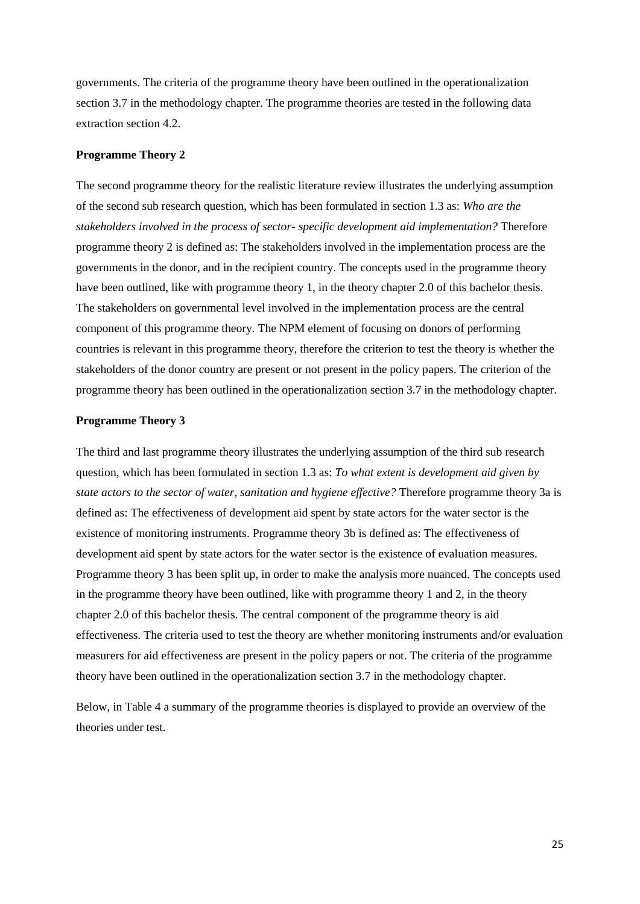governments. The criteria of the programme theory have been outlined in the operationalization section 3.7 in the methodology chapter. The programme theories are tested in the following data extraction section 4.2.

**Programme Theory 2**

The second programme theory for the realistic literature review illustrates the underlying assumption of the second sub research question, which has been formulated in section 1.3 as: *Who are the stakeholders involved in the process of sector- specific development aid implementation?* Therefore programme theory 2 is defined as: The stakeholders involved in the implementation process are the governments in the donor, and in the recipient country. The concepts used in the programme theory have been outlined, like with programme theory 1, in the theory chapter 2.0 of this bachelor thesis. The stakeholders on governmental level involved in the implementation process are the central component of this programme theory. The NPM element of focusing on donors of performing countries is relevant in this programme theory, therefore the criterion to test the theory is whether the stakeholders of the donor country are present or not present in the policy papers. The criterion of the programme theory has been outlined in the operationalization section 3.7 in the methodology chapter.

**Programme Theory 3**

The third and last programme theory illustrates the underlying assumption of the third sub research question, which has been formulated in section 1.3 as: *To what extent is development aid given by state actors to the sector of water, sanitation and hygiene effective?* Therefore programme theory 3a is defined as: The effectiveness of development aid spent by state actors for the water sector is the existence of monitoring instruments. Programme theory 3b is defined as: The effectiveness of development aid spent by state actors for the water sector is the existence of evaluation measures. Programme theory 3 has been split up, in order to make the analysis more nuanced. The concepts used in the programme theory have been outlined, like with programme theory 1 and 2, in the theory chapter 2.0 of this bachelor thesis. The central component of the programme theory is aid effectiveness. The criteria used to test the theory are whether monitoring instruments and/or evaluation measurers for aid effectiveness are present in the policy papers or not. The criteria of the programme theory have been outlined in the operationalization section 3.7 in the methodology chapter.

Below, in Table 4 a summary of the programme theories is displayed to provide an overview of the theories under test.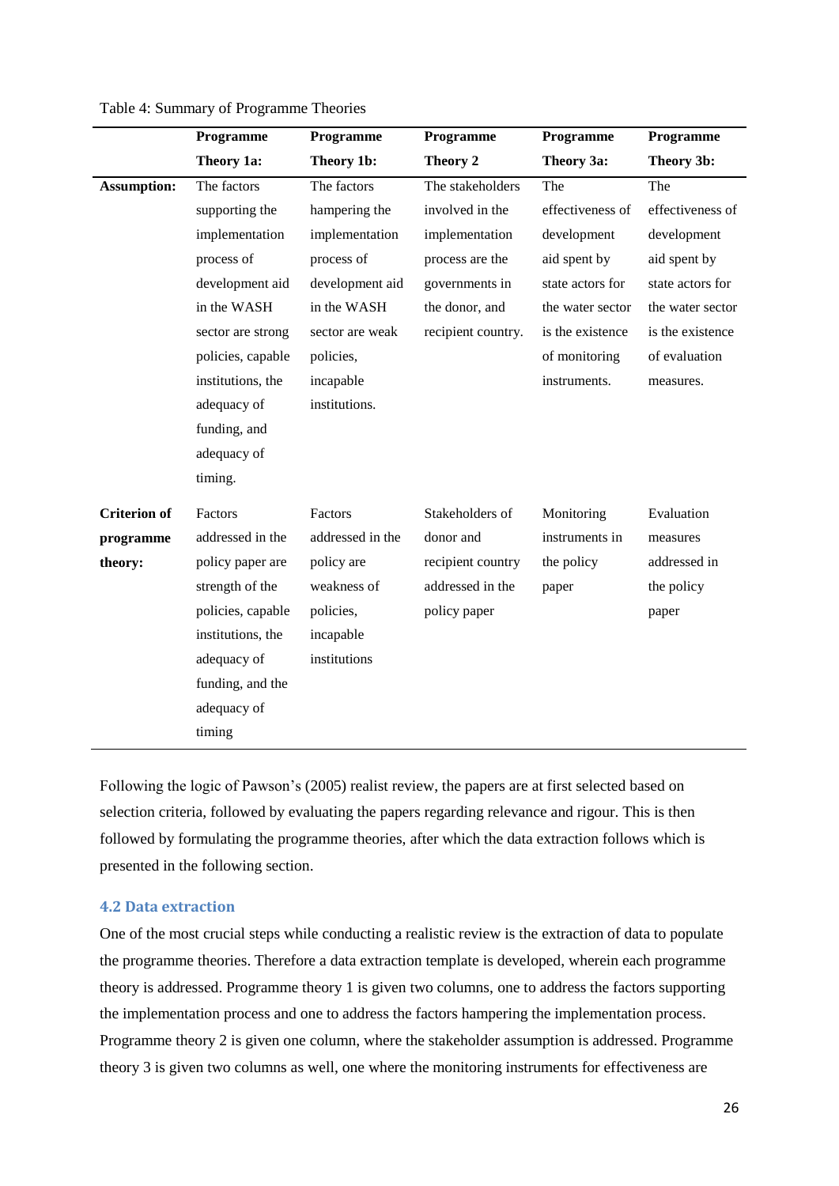Table 4: Summary of Programme Theories

| | Programme Theory 1a: | Programme Theory 1b: | Programme Theory 2 | Programme Theory 3a: | Programme Theory 3b: |
|---|---|---|---|---|---|
| **Assumption:** | The factors supporting the implementation process of development aid in the WASH sector are strong policies, capable institutions, the adequacy of funding, and adequacy of timing. | The factors hampering the implementation process of development aid in the WASH sector are weak policies, incapable institutions. | The stakeholders involved in the implementation process are the governments in the donor, and recipient country. | The effectiveness of development aid spent by state actors for the water sector is the existence of monitoring instruments. | The effectiveness of development aid spent by state actors for the water sector is the existence of evaluation measures. |
| **Criterion of programme theory:** | Factors addressed in the policy paper are strength of the policies, capable institutions, the adequacy of funding, and the adequacy of timing | Factors addressed in the policy are weakness of policies, incapable institutions | Stakeholders of donor and recipient country addressed in the policy paper | Monitoring instruments in the policy paper | Evaluation measures addressed in the policy paper |

Following the logic of Pawson's (2005) realist review, the papers are at first selected based on selection criteria, followed by evaluating the papers regarding relevance and rigour. This is then followed by formulating the programme theories, after which the data extraction follows which is presented in the following section.

### 4.2 Data extraction

One of the most crucial steps while conducting a realistic review is the extraction of data to populate the programme theories. Therefore a data extraction template is developed, wherein each programme theory is addressed. Programme theory 1 is given two columns, one to address the factors supporting the implementation process and one to address the factors hampering the implementation process. Programme theory 2 is given one column, where the stakeholder assumption is addressed. Programme theory 3 is given two columns as well, one where the monitoring instruments for effectiveness are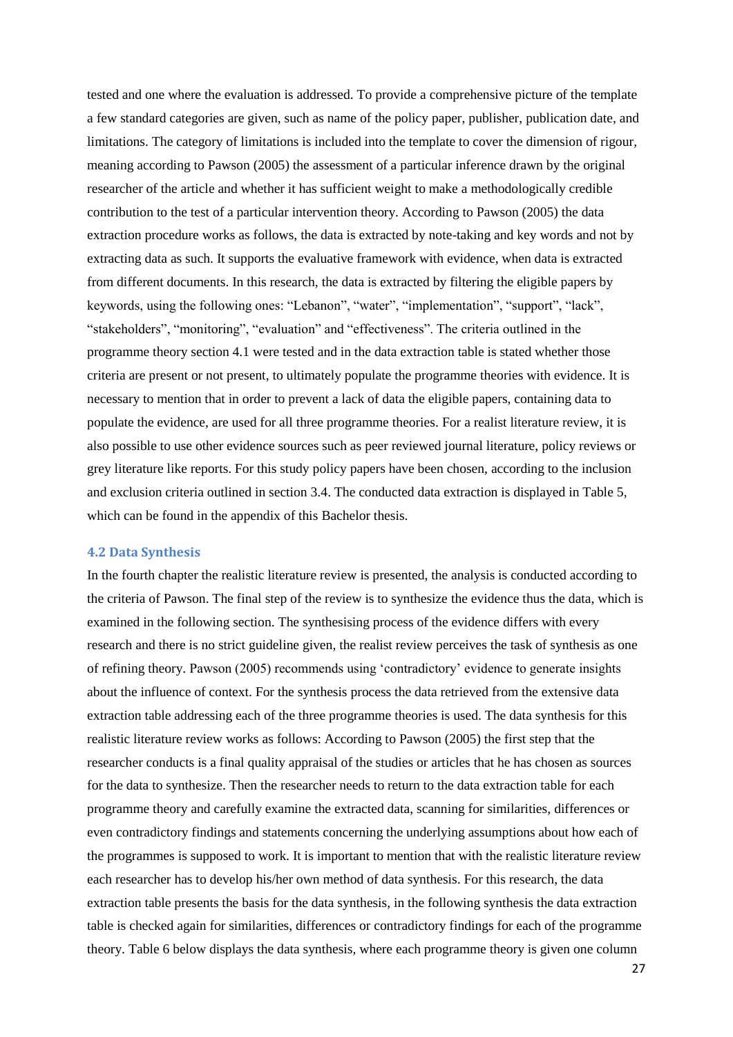tested and one where the evaluation is addressed. To provide a comprehensive picture of the template a few standard categories are given, such as name of the policy paper, publisher, publication date, and limitations. The category of limitations is included into the template to cover the dimension of rigour, meaning according to Pawson (2005) the assessment of a particular inference drawn by the original researcher of the article and whether it has sufficient weight to make a methodologically credible contribution to the test of a particular intervention theory. According to Pawson (2005) the data extraction procedure works as follows, the data is extracted by note-taking and key words and not by extracting data as such. It supports the evaluative framework with evidence, when data is extracted from different documents. In this research, the data is extracted by filtering the eligible papers by keywords, using the following ones: "Lebanon", "water", "implementation", "support", "lack", "stakeholders", "monitoring", "evaluation" and "effectiveness". The criteria outlined in the programme theory section 4.1 were tested and in the data extraction table is stated whether those criteria are present or not present, to ultimately populate the programme theories with evidence. It is necessary to mention that in order to prevent a lack of data the eligible papers, containing data to populate the evidence, are used for all three programme theories. For a realist literature review, it is also possible to use other evidence sources such as peer reviewed journal literature, policy reviews or grey literature like reports. For this study policy papers have been chosen, according to the inclusion and exclusion criteria outlined in section 3.4. The conducted data extraction is displayed in Table 5, which can be found in the appendix of this Bachelor thesis.

### 4.2 Data Synthesis

In the fourth chapter the realistic literature review is presented, the analysis is conducted according to the criteria of Pawson. The final step of the review is to synthesize the evidence thus the data, which is examined in the following section. The synthesising process of the evidence differs with every research and there is no strict guideline given, the realist review perceives the task of synthesis as one of refining theory. Pawson (2005) recommends using 'contradictory' evidence to generate insights about the influence of context. For the synthesis process the data retrieved from the extensive data extraction table addressing each of the three programme theories is used. The data synthesis for this realistic literature review works as follows: According to Pawson (2005) the first step that the researcher conducts is a final quality appraisal of the studies or articles that he has chosen as sources for the data to synthesize. Then the researcher needs to return to the data extraction table for each programme theory and carefully examine the extracted data, scanning for similarities, differences or even contradictory findings and statements concerning the underlying assumptions about how each of the programmes is supposed to work. It is important to mention that with the realistic literature review each researcher has to develop his/her own method of data synthesis. For this research, the data extraction table presents the basis for the data synthesis, in the following synthesis the data extraction table is checked again for similarities, differences or contradictory findings for each of the programme theory. Table 6 below displays the data synthesis, where each programme theory is given one column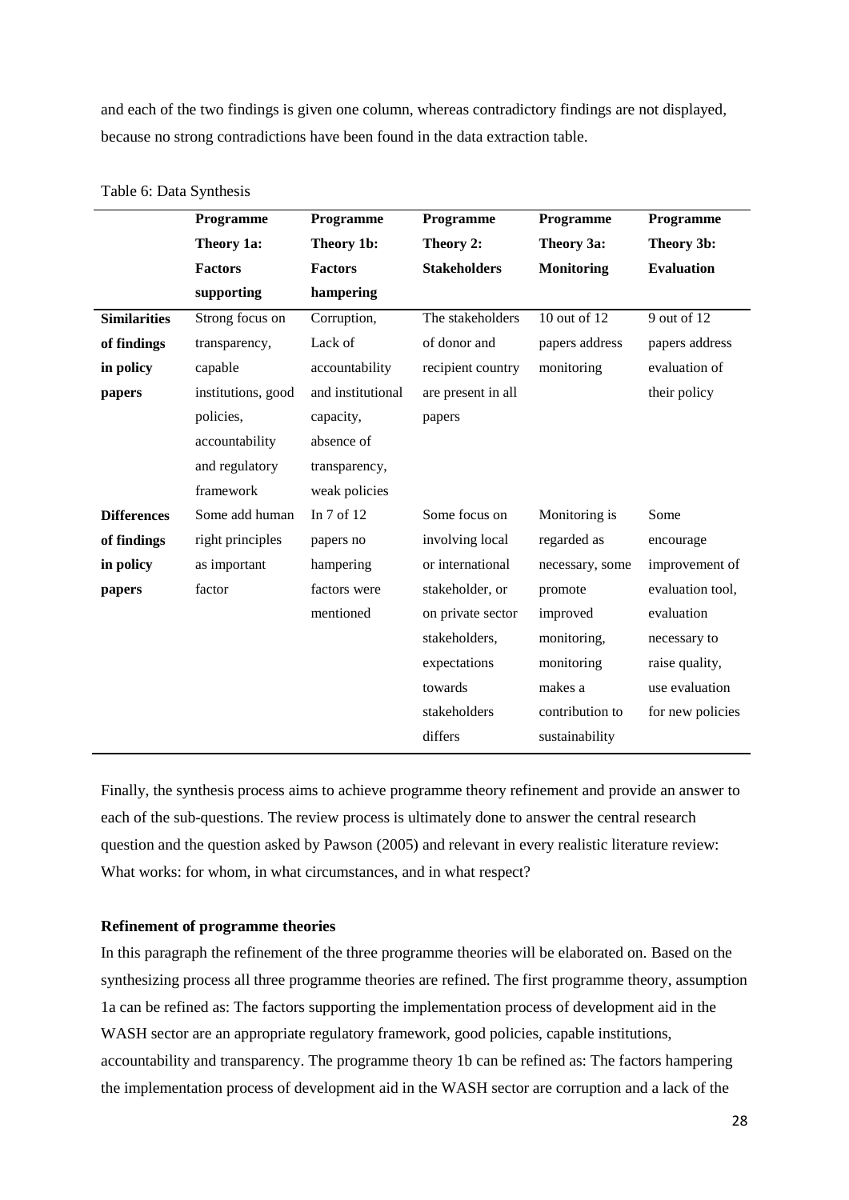and each of the two findings is given one column, whereas contradictory findings are not displayed, because no strong contradictions have been found in the data extraction table.

Table 6: Data Synthesis

| | Programme Theory 1a: Factors supporting | Programme Theory 1b: Factors hampering | Programme Theory 2: Stakeholders | Programme Theory 3a: Monitoring | Programme Theory 3b: Evaluation |
|---|---|---|---|---|---|
| **Similarities of findings in policy papers** | Strong focus on transparency, capable institutions, good policies, accountability and regulatory framework | Corruption, Lack of accountability and institutional capacity, absence of transparency, weak policies | The stakeholders of donor and recipient country are present in all papers | 10 out of 12 papers address monitoring | 9 out of 12 papers address evaluation of their policy |
| **Differences of findings in policy papers** | Some add human right principles as important factor | In 7 of 12 papers no hampering factors were mentioned | Some focus on involving local or international stakeholder, or on private sector stakeholders, expectations towards stakeholders differs | Monitoring is regarded as necessary, some promote improved monitoring, monitoring makes a contribution to sustainability | Some encourage improvement of evaluation tool, evaluation necessary to raise quality, use evaluation for new policies |

Finally, the synthesis process aims to achieve programme theory refinement and provide an answer to each of the sub-questions. The review process is ultimately done to answer the central research question and the question asked by Pawson (2005) and relevant in every realistic literature review: What works: for whom, in what circumstances, and in what respect?

**Refinement of programme theories**

In this paragraph the refinement of the three programme theories will be elaborated on. Based on the synthesizing process all three programme theories are refined. The first programme theory, assumption 1a can be refined as: The factors supporting the implementation process of development aid in the WASH sector are an appropriate regulatory framework, good policies, capable institutions, accountability and transparency. The programme theory 1b can be refined as: The factors hampering the implementation process of development aid in the WASH sector are corruption and a lack of the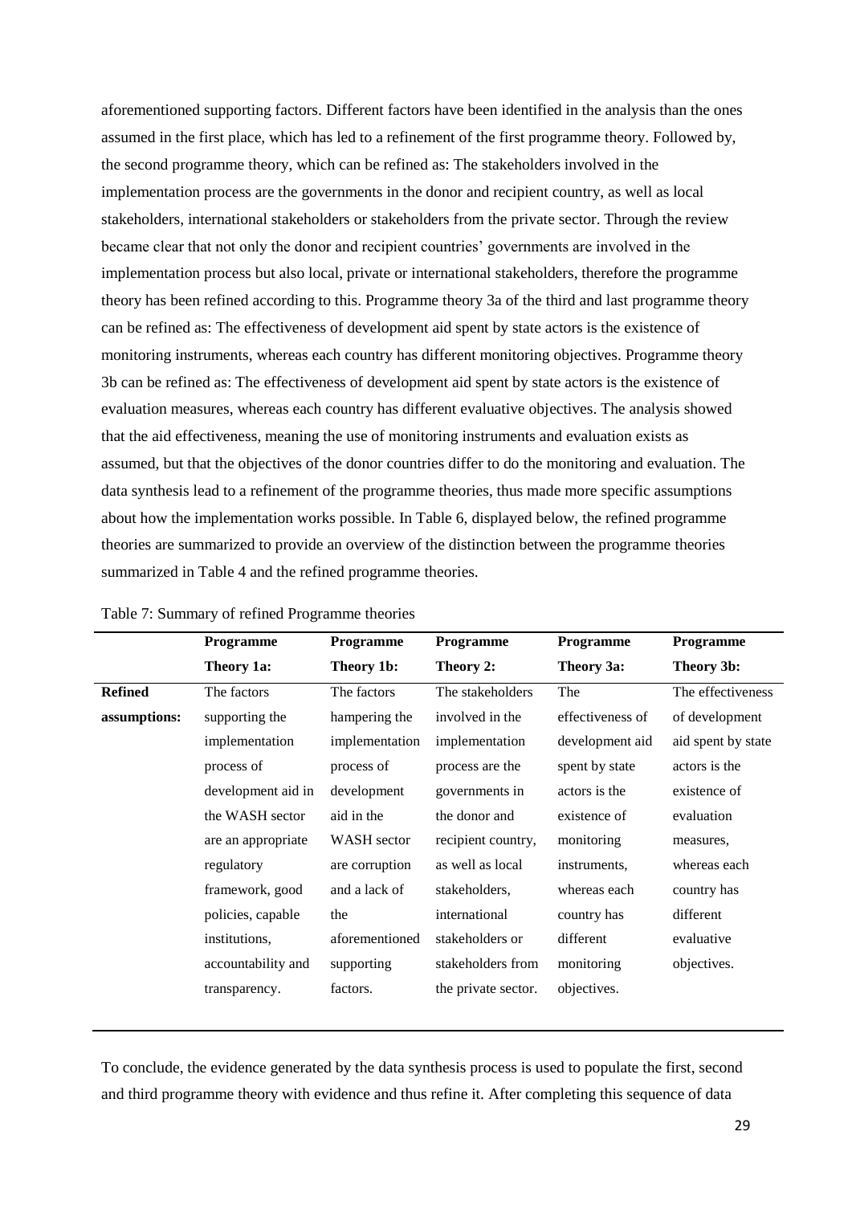aforementioned supporting factors. Different factors have been identified in the analysis than the ones assumed in the first place, which has led to a refinement of the first programme theory. Followed by, the second programme theory, which can be refined as: The stakeholders involved in the implementation process are the governments in the donor and recipient country, as well as local stakeholders, international stakeholders or stakeholders from the private sector. Through the review became clear that not only the donor and recipient countries' governments are involved in the implementation process but also local, private or international stakeholders, therefore the programme theory has been refined according to this. Programme theory 3a of the third and last programme theory can be refined as: The effectiveness of development aid spent by state actors is the existence of monitoring instruments, whereas each country has different monitoring objectives. Programme theory 3b can be refined as: The effectiveness of development aid spent by state actors is the existence of evaluation measures, whereas each country has different evaluative objectives. The analysis showed that the aid effectiveness, meaning the use of monitoring instruments and evaluation exists as assumed, but that the objectives of the donor countries differ to do the monitoring and evaluation. The data synthesis lead to a refinement of the programme theories, thus made more specific assumptions about how the implementation works possible. In Table 6, displayed below, the refined programme theories are summarized to provide an overview of the distinction between the programme theories summarized in Table 4 and the refined programme theories.

Table 7: Summary of refined Programme theories

| | **Programme Theory 1a:** | **Programme Theory 1b:** | **Programme Theory 2:** | **Programme Theory 3a:** | **Programme Theory 3b:** |
|---|---|---|---|---|---|
| **Refined assumptions:** | The factors supporting the implementation process of development aid in the WASH sector are an appropriate regulatory framework, good policies, capable institutions, accountability and transparency. | The factors hampering the implementation process of development aid in the WASH sector are corruption and a lack of the aforementioned supporting factors. | The stakeholders involved in the implementation process are the governments in the donor and recipient country, as well as local stakeholders, international stakeholders or stakeholders from the private sector. | The effectiveness of development aid spent by state actors is the existence of monitoring instruments, whereas each country has different monitoring objectives. | The effectiveness of development aid spent by state actors is the existence of evaluation measures, whereas each country has different evaluative objectives. |

To conclude, the evidence generated by the data synthesis process is used to populate the first, second and third programme theory with evidence and thus refine it. After completing this sequence of data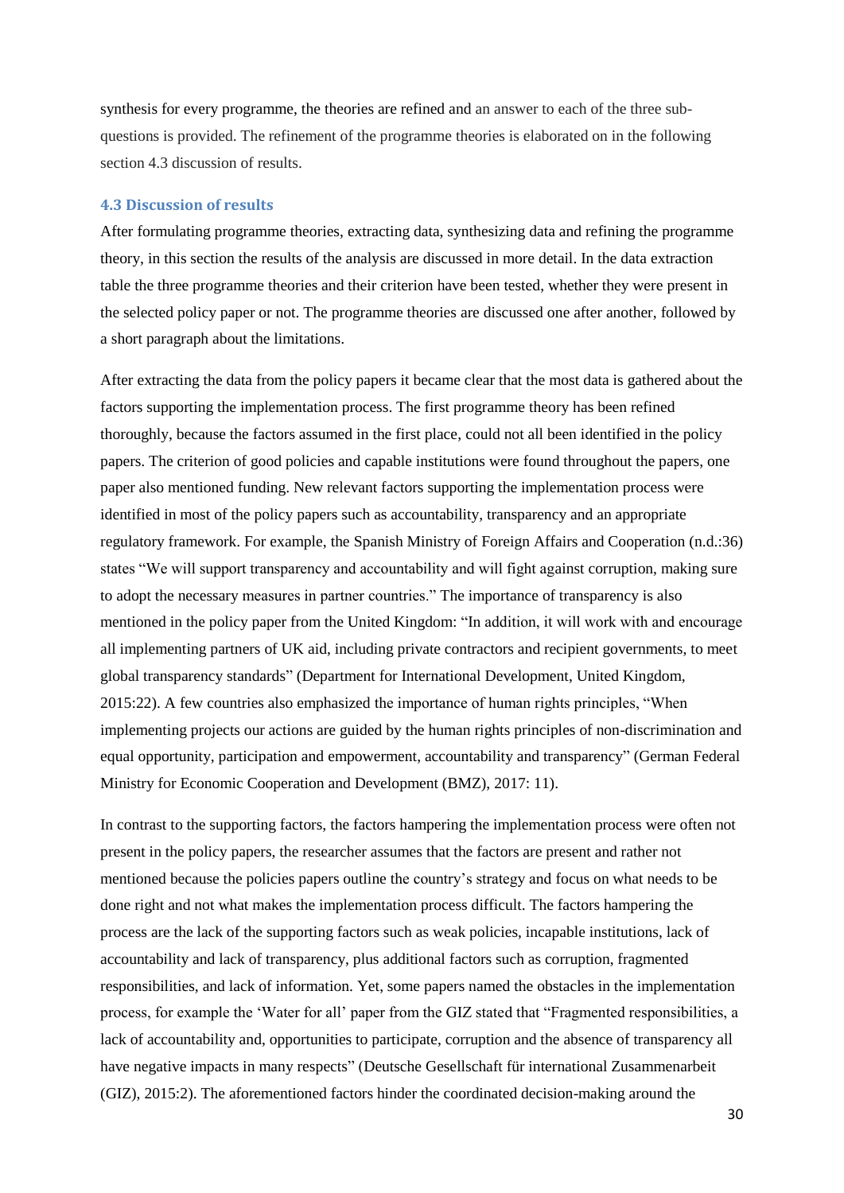synthesis for every programme, the theories are refined and an answer to each of the three sub-questions is provided. The refinement of the programme theories is elaborated on in the following section 4.3 discussion of results.

### 4.3 Discussion of results

After formulating programme theories, extracting data, synthesizing data and refining the programme theory, in this section the results of the analysis are discussed in more detail. In the data extraction table the three programme theories and their criterion have been tested, whether they were present in the selected policy paper or not. The programme theories are discussed one after another, followed by a short paragraph about the limitations.

After extracting the data from the policy papers it became clear that the most data is gathered about the factors supporting the implementation process. The first programme theory has been refined thoroughly, because the factors assumed in the first place, could not all been identified in the policy papers. The criterion of good policies and capable institutions were found throughout the papers, one paper also mentioned funding. New relevant factors supporting the implementation process were identified in most of the policy papers such as accountability, transparency and an appropriate regulatory framework. For example, the Spanish Ministry of Foreign Affairs and Cooperation (n.d.:36) states "We will support transparency and accountability and will fight against corruption, making sure to adopt the necessary measures in partner countries." The importance of transparency is also mentioned in the policy paper from the United Kingdom: "In addition, it will work with and encourage all implementing partners of UK aid, including private contractors and recipient governments, to meet global transparency standards" (Department for International Development, United Kingdom, 2015:22). A few countries also emphasized the importance of human rights principles, "When implementing projects our actions are guided by the human rights principles of non-discrimination and equal opportunity, participation and empowerment, accountability and transparency" (German Federal Ministry for Economic Cooperation and Development (BMZ), 2017: 11).

In contrast to the supporting factors, the factors hampering the implementation process were often not present in the policy papers, the researcher assumes that the factors are present and rather not mentioned because the policies papers outline the country's strategy and focus on what needs to be done right and not what makes the implementation process difficult. The factors hampering the process are the lack of the supporting factors such as weak policies, incapable institutions, lack of accountability and lack of transparency, plus additional factors such as corruption, fragmented responsibilities, and lack of information. Yet, some papers named the obstacles in the implementation process, for example the 'Water for all' paper from the GIZ stated that "Fragmented responsibilities, a lack of accountability and, opportunities to participate, corruption and the absence of transparency all have negative impacts in many respects" (Deutsche Gesellschaft für international Zusammenarbeit (GIZ), 2015:2). The aforementioned factors hinder the coordinated decision-making around the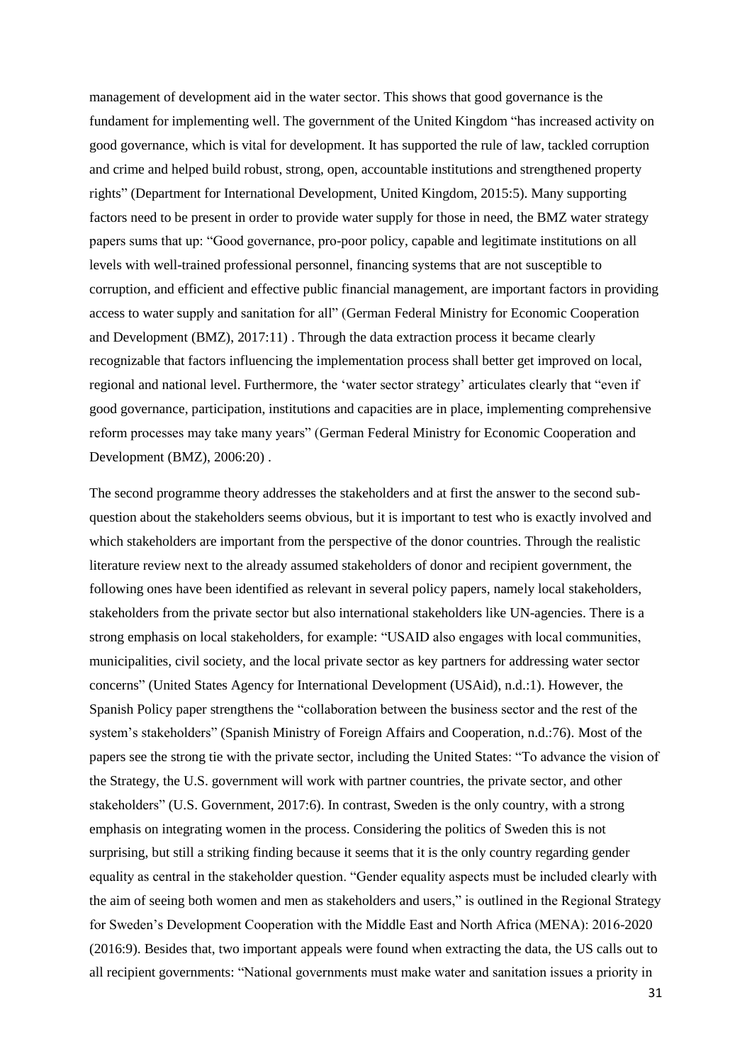management of development aid in the water sector. This shows that good governance is the fundament for implementing well. The government of the United Kingdom "has increased activity on good governance, which is vital for development. It has supported the rule of law, tackled corruption and crime and helped build robust, strong, open, accountable institutions and strengthened property rights" (Department for International Development, United Kingdom, 2015:5). Many supporting factors need to be present in order to provide water supply for those in need, the BMZ water strategy papers sums that up: "Good governance, pro-poor policy, capable and legitimate institutions on all levels with well-trained professional personnel, financing systems that are not susceptible to corruption, and efficient and effective public financial management, are important factors in providing access to water supply and sanitation for all" (German Federal Ministry for Economic Cooperation and Development (BMZ), 2017:11) . Through the data extraction process it became clearly recognizable that factors influencing the implementation process shall better get improved on local, regional and national level. Furthermore, the 'water sector strategy' articulates clearly that "even if good governance, participation, institutions and capacities are in place, implementing comprehensive reform processes may take many years" (German Federal Ministry for Economic Cooperation and Development (BMZ), 2006:20) .

The second programme theory addresses the stakeholders and at first the answer to the second sub-question about the stakeholders seems obvious, but it is important to test who is exactly involved and which stakeholders are important from the perspective of the donor countries. Through the realistic literature review next to the already assumed stakeholders of donor and recipient government, the following ones have been identified as relevant in several policy papers, namely local stakeholders, stakeholders from the private sector but also international stakeholders like UN-agencies. There is a strong emphasis on local stakeholders, for example: "USAID also engages with local communities, municipalities, civil society, and the local private sector as key partners for addressing water sector concerns" (United States Agency for International Development (USAid), n.d.:1). However, the Spanish Policy paper strengthens the "collaboration between the business sector and the rest of the system's stakeholders" (Spanish Ministry of Foreign Affairs and Cooperation, n.d.:76). Most of the papers see the strong tie with the private sector, including the United States: "To advance the vision of the Strategy, the U.S. government will work with partner countries, the private sector, and other stakeholders" (U.S. Government, 2017:6). In contrast, Sweden is the only country, with a strong emphasis on integrating women in the process. Considering the politics of Sweden this is not surprising, but still a striking finding because it seems that it is the only country regarding gender equality as central in the stakeholder question. "Gender equality aspects must be included clearly with the aim of seeing both women and men as stakeholders and users," is outlined in the Regional Strategy for Sweden's Development Cooperation with the Middle East and North Africa (MENA): 2016-2020 (2016:9). Besides that, two important appeals were found when extracting the data, the US calls out to all recipient governments: "National governments must make water and sanitation issues a priority in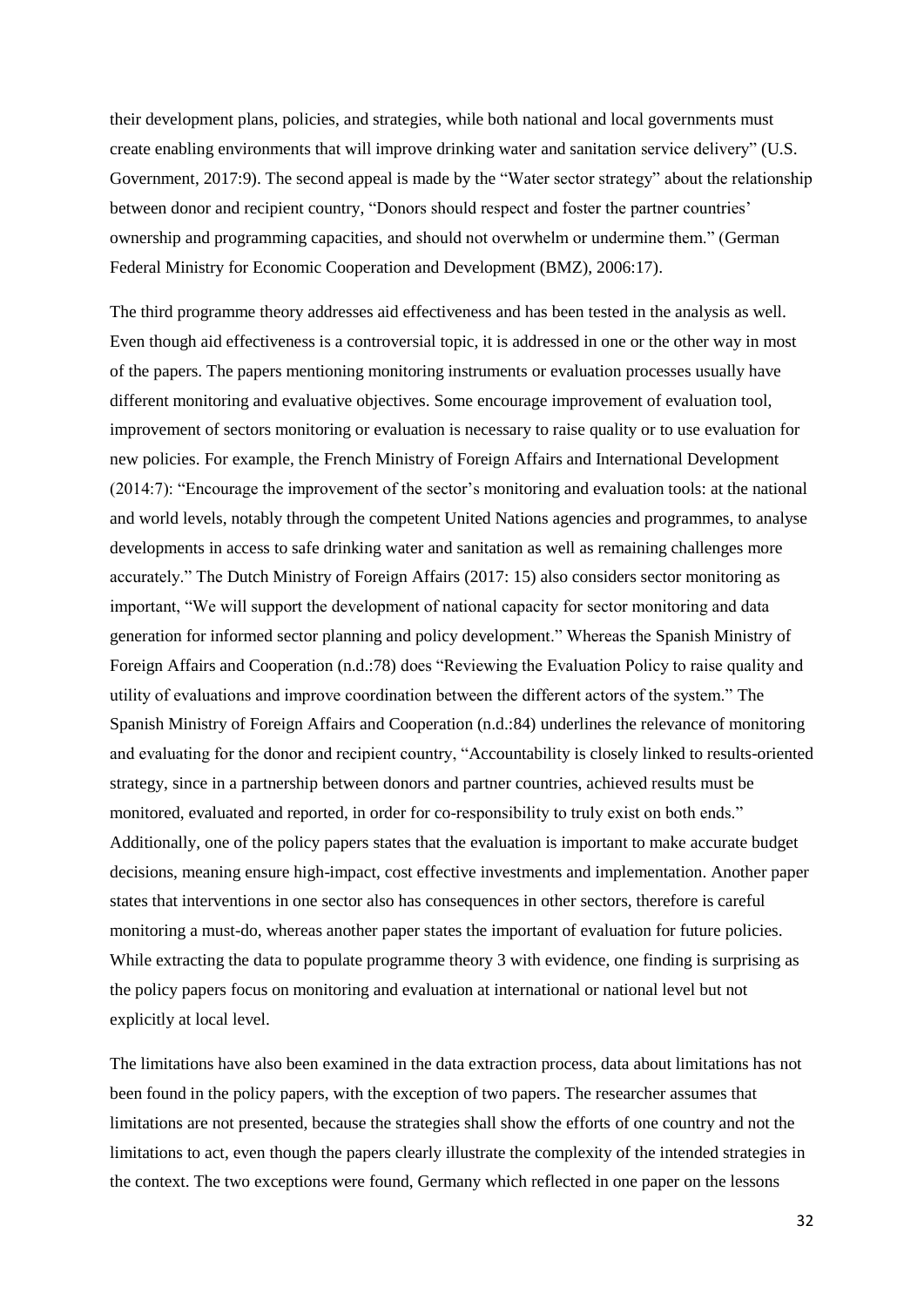their development plans, policies, and strategies, while both national and local governments must create enabling environments that will improve drinking water and sanitation service delivery" (U.S. Government, 2017:9). The second appeal is made by the "Water sector strategy" about the relationship between donor and recipient country, "Donors should respect and foster the partner countries' ownership and programming capacities, and should not overwhelm or undermine them." (German Federal Ministry for Economic Cooperation and Development (BMZ), 2006:17).

The third programme theory addresses aid effectiveness and has been tested in the analysis as well. Even though aid effectiveness is a controversial topic, it is addressed in one or the other way in most of the papers. The papers mentioning monitoring instruments or evaluation processes usually have different monitoring and evaluative objectives. Some encourage improvement of evaluation tool, improvement of sectors monitoring or evaluation is necessary to raise quality or to use evaluation for new policies. For example, the French Ministry of Foreign Affairs and International Development (2014:7): "Encourage the improvement of the sector's monitoring and evaluation tools: at the national and world levels, notably through the competent United Nations agencies and programmes, to analyse developments in access to safe drinking water and sanitation as well as remaining challenges more accurately." The Dutch Ministry of Foreign Affairs (2017: 15) also considers sector monitoring as important, "We will support the development of national capacity for sector monitoring and data generation for informed sector planning and policy development." Whereas the Spanish Ministry of Foreign Affairs and Cooperation (n.d.:78) does "Reviewing the Evaluation Policy to raise quality and utility of evaluations and improve coordination between the different actors of the system." The Spanish Ministry of Foreign Affairs and Cooperation (n.d.:84) underlines the relevance of monitoring and evaluating for the donor and recipient country, "Accountability is closely linked to results-oriented strategy, since in a partnership between donors and partner countries, achieved results must be monitored, evaluated and reported, in order for co-responsibility to truly exist on both ends." Additionally, one of the policy papers states that the evaluation is important to make accurate budget decisions, meaning ensure high-impact, cost effective investments and implementation. Another paper states that interventions in one sector also has consequences in other sectors, therefore is careful monitoring a must-do, whereas another paper states the important of evaluation for future policies. While extracting the data to populate programme theory 3 with evidence, one finding is surprising as the policy papers focus on monitoring and evaluation at international or national level but not explicitly at local level.

The limitations have also been examined in the data extraction process, data about limitations has not been found in the policy papers, with the exception of two papers. The researcher assumes that limitations are not presented, because the strategies shall show the efforts of one country and not the limitations to act, even though the papers clearly illustrate the complexity of the intended strategies in the context. The two exceptions were found, Germany which reflected in one paper on the lessons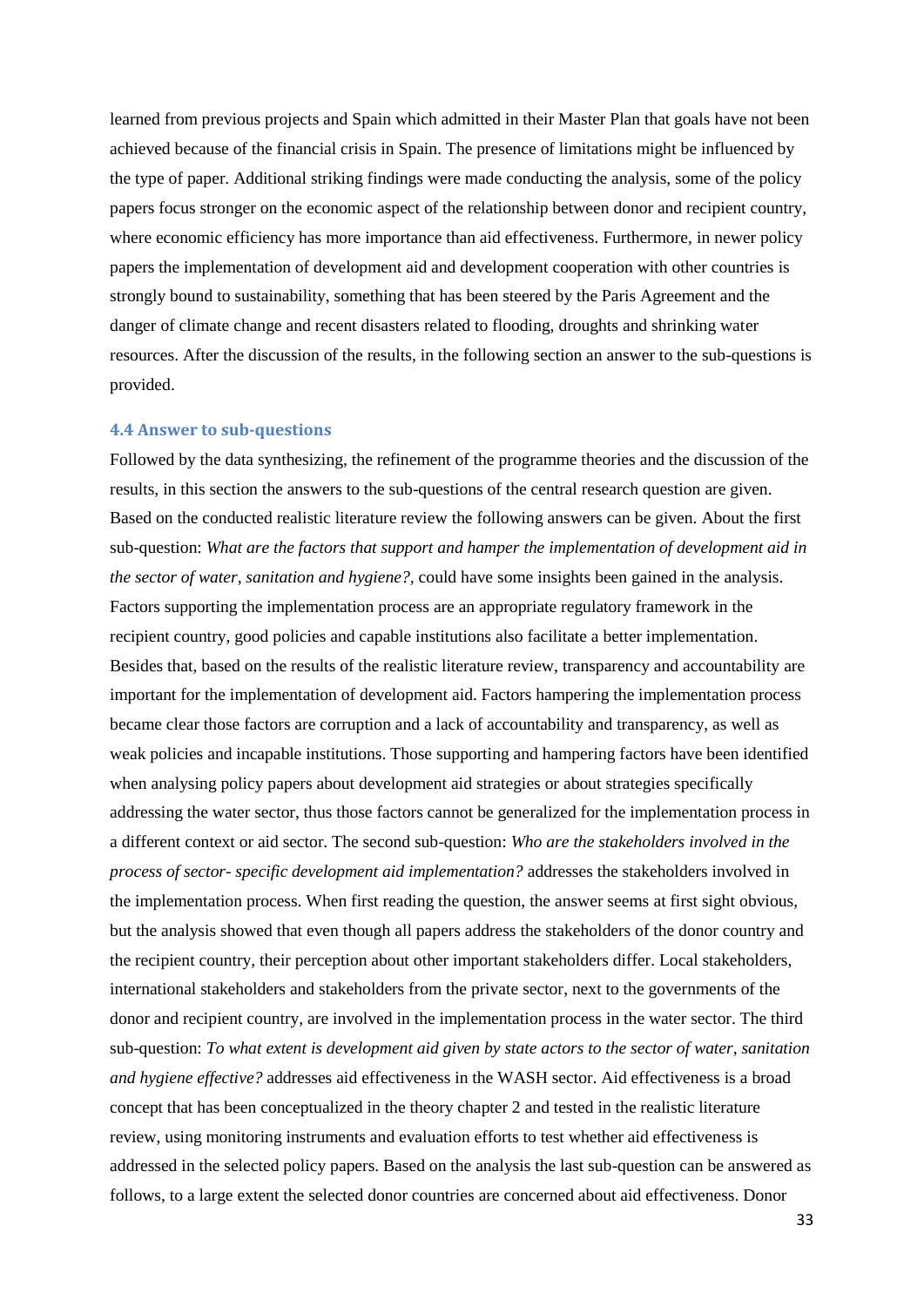learned from previous projects and Spain which admitted in their Master Plan that goals have not been achieved because of the financial crisis in Spain. The presence of limitations might be influenced by the type of paper. Additional striking findings were made conducting the analysis, some of the policy papers focus stronger on the economic aspect of the relationship between donor and recipient country, where economic efficiency has more importance than aid effectiveness. Furthermore, in newer policy papers the implementation of development aid and development cooperation with other countries is strongly bound to sustainability, something that has been steered by the Paris Agreement and the danger of climate change and recent disasters related to flooding, droughts and shrinking water resources. After the discussion of the results, in the following section an answer to the sub-questions is provided.

### 4.4 Answer to sub-questions

Followed by the data synthesizing, the refinement of the programme theories and the discussion of the results, in this section the answers to the sub-questions of the central research question are given. Based on the conducted realistic literature review the following answers can be given. About the first sub-question: *What are the factors that support and hamper the implementation of development aid in the sector of water, sanitation and hygiene?*, could have some insights been gained in the analysis. Factors supporting the implementation process are an appropriate regulatory framework in the recipient country, good policies and capable institutions also facilitate a better implementation. Besides that, based on the results of the realistic literature review, transparency and accountability are important for the implementation of development aid. Factors hampering the implementation process became clear those factors are corruption and a lack of accountability and transparency, as well as weak policies and incapable institutions. Those supporting and hampering factors have been identified when analysing policy papers about development aid strategies or about strategies specifically addressing the water sector, thus those factors cannot be generalized for the implementation process in a different context or aid sector. The second sub-question: *Who are the stakeholders involved in the process of sector- specific development aid implementation?* addresses the stakeholders involved in the implementation process. When first reading the question, the answer seems at first sight obvious, but the analysis showed that even though all papers address the stakeholders of the donor country and the recipient country, their perception about other important stakeholders differ. Local stakeholders, international stakeholders and stakeholders from the private sector, next to the governments of the donor and recipient country, are involved in the implementation process in the water sector. The third sub-question: *To what extent is development aid given by state actors to the sector of water, sanitation and hygiene effective?* addresses aid effectiveness in the WASH sector. Aid effectiveness is a broad concept that has been conceptualized in the theory chapter 2 and tested in the realistic literature review, using monitoring instruments and evaluation efforts to test whether aid effectiveness is addressed in the selected policy papers. Based on the analysis the last sub-question can be answered as follows, to a large extent the selected donor countries are concerned about aid effectiveness. Donor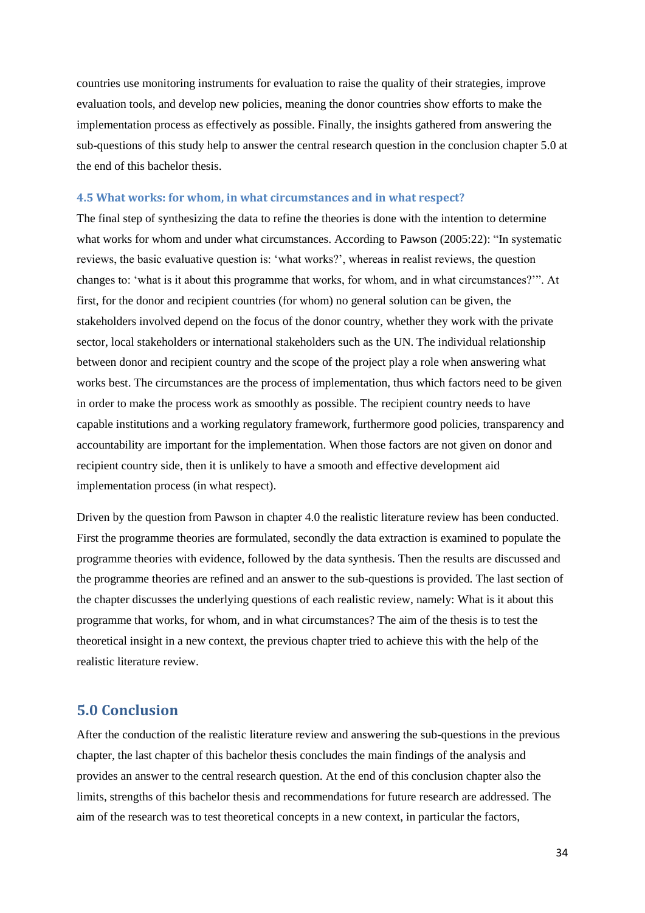countries use monitoring instruments for evaluation to raise the quality of their strategies, improve evaluation tools, and develop new policies, meaning the donor countries show efforts to make the implementation process as effectively as possible. Finally, the insights gathered from answering the sub-questions of this study help to answer the central research question in the conclusion chapter 5.0 at the end of this bachelor thesis.

### 4.5 What works: for whom, in what circumstances and in what respect?

The final step of synthesizing the data to refine the theories is done with the intention to determine what works for whom and under what circumstances. According to Pawson (2005:22): "In systematic reviews, the basic evaluative question is: 'what works?', whereas in realist reviews, the question changes to: 'what is it about this programme that works, for whom, and in what circumstances?'". At first, for the donor and recipient countries (for whom) no general solution can be given, the stakeholders involved depend on the focus of the donor country, whether they work with the private sector, local stakeholders or international stakeholders such as the UN. The individual relationship between donor and recipient country and the scope of the project play a role when answering what works best. The circumstances are the process of implementation, thus which factors need to be given in order to make the process work as smoothly as possible. The recipient country needs to have capable institutions and a working regulatory framework, furthermore good policies, transparency and accountability are important for the implementation. When those factors are not given on donor and recipient country side, then it is unlikely to have a smooth and effective development aid implementation process (in what respect).

Driven by the question from Pawson in chapter 4.0 the realistic literature review has been conducted. First the programme theories are formulated, secondly the data extraction is examined to populate the programme theories with evidence, followed by the data synthesis. Then the results are discussed and the programme theories are refined and an answer to the sub-questions is provided. The last section of the chapter discusses the underlying questions of each realistic review, namely: What is it about this programme that works, for whom, and in what circumstances? The aim of the thesis is to test the theoretical insight in a new context, the previous chapter tried to achieve this with the help of the realistic literature review.

## 5.0 Conclusion

After the conduction of the realistic literature review and answering the sub-questions in the previous chapter, the last chapter of this bachelor thesis concludes the main findings of the analysis and provides an answer to the central research question. At the end of this conclusion chapter also the limits, strengths of this bachelor thesis and recommendations for future research are addressed. The aim of the research was to test theoretical concepts in a new context, in particular the factors,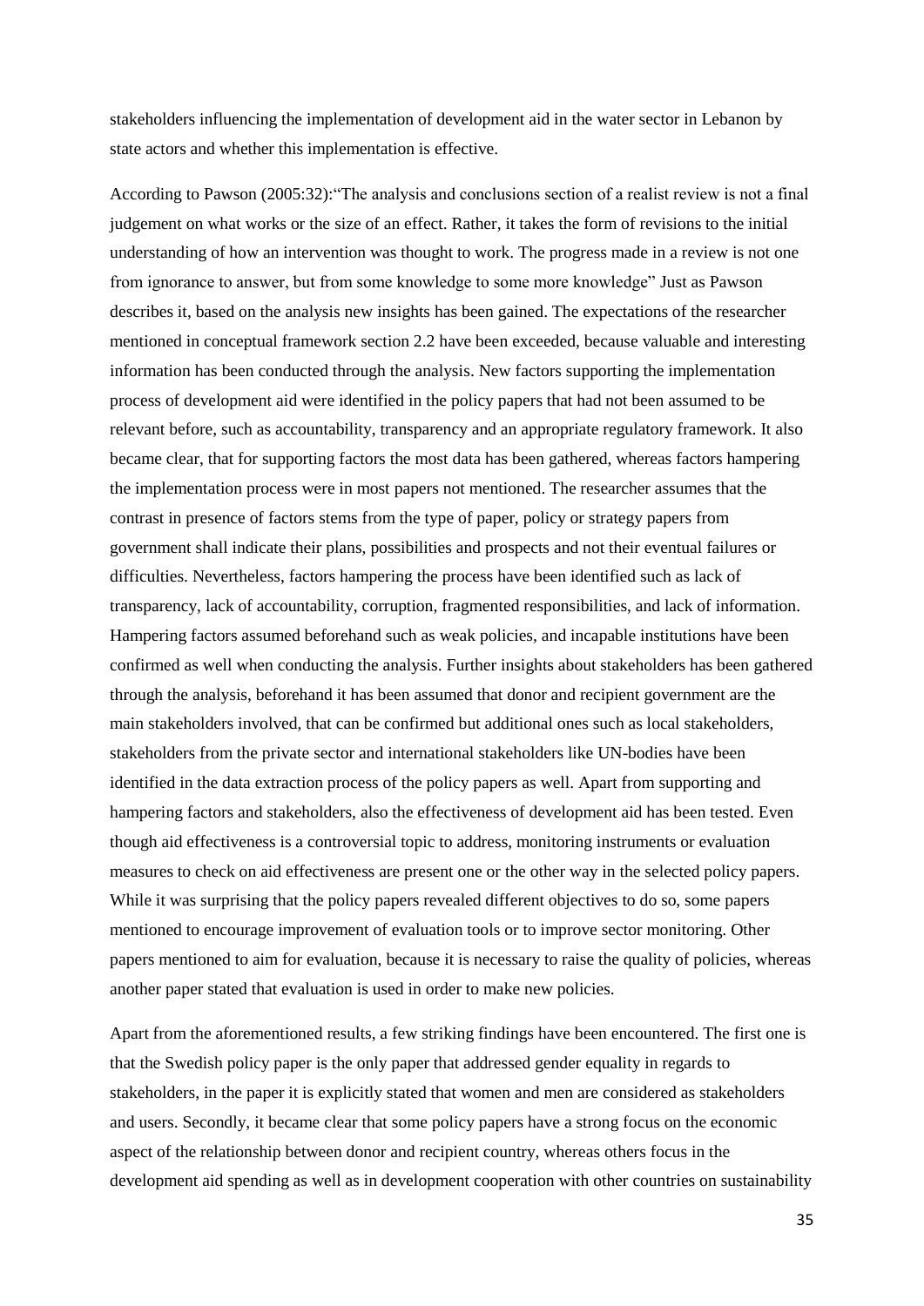stakeholders influencing the implementation of development aid in the water sector in Lebanon by state actors and whether this implementation is effective.

According to Pawson (2005:32):"The analysis and conclusions section of a realist review is not a final judgement on what works or the size of an effect. Rather, it takes the form of revisions to the initial understanding of how an intervention was thought to work. The progress made in a review is not one from ignorance to answer, but from some knowledge to some more knowledge" Just as Pawson describes it, based on the analysis new insights has been gained. The expectations of the researcher mentioned in conceptual framework section 2.2 have been exceeded, because valuable and interesting information has been conducted through the analysis. New factors supporting the implementation process of development aid were identified in the policy papers that had not been assumed to be relevant before, such as accountability, transparency and an appropriate regulatory framework. It also became clear, that for supporting factors the most data has been gathered, whereas factors hampering the implementation process were in most papers not mentioned. The researcher assumes that the contrast in presence of factors stems from the type of paper, policy or strategy papers from government shall indicate their plans, possibilities and prospects and not their eventual failures or difficulties. Nevertheless, factors hampering the process have been identified such as lack of transparency, lack of accountability, corruption, fragmented responsibilities, and lack of information. Hampering factors assumed beforehand such as weak policies, and incapable institutions have been confirmed as well when conducting the analysis. Further insights about stakeholders has been gathered through the analysis, beforehand it has been assumed that donor and recipient government are the main stakeholders involved, that can be confirmed but additional ones such as local stakeholders, stakeholders from the private sector and international stakeholders like UN-bodies have been identified in the data extraction process of the policy papers as well. Apart from supporting and hampering factors and stakeholders, also the effectiveness of development aid has been tested. Even though aid effectiveness is a controversial topic to address, monitoring instruments or evaluation measures to check on aid effectiveness are present one or the other way in the selected policy papers. While it was surprising that the policy papers revealed different objectives to do so, some papers mentioned to encourage improvement of evaluation tools or to improve sector monitoring. Other papers mentioned to aim for evaluation, because it is necessary to raise the quality of policies, whereas another paper stated that evaluation is used in order to make new policies.

Apart from the aforementioned results, a few striking findings have been encountered. The first one is that the Swedish policy paper is the only paper that addressed gender equality in regards to stakeholders, in the paper it is explicitly stated that women and men are considered as stakeholders and users. Secondly, it became clear that some policy papers have a strong focus on the economic aspect of the relationship between donor and recipient country, whereas others focus in the development aid spending as well as in development cooperation with other countries on sustainability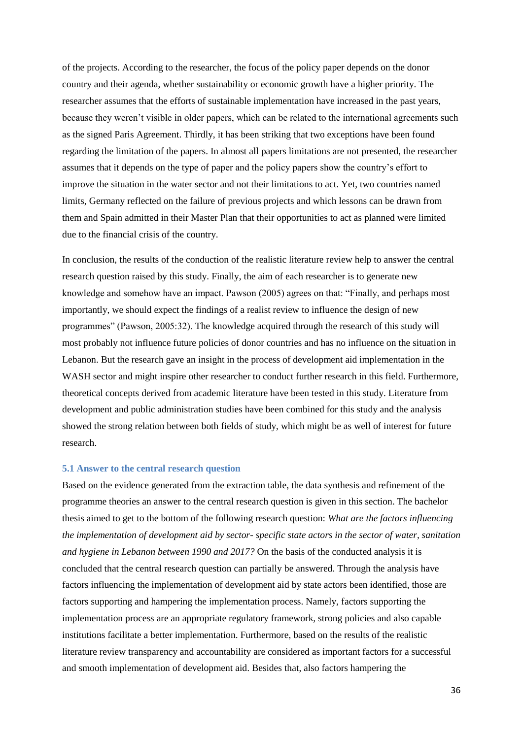of the projects. According to the researcher, the focus of the policy paper depends on the donor country and their agenda, whether sustainability or economic growth have a higher priority. The researcher assumes that the efforts of sustainable implementation have increased in the past years, because they weren't visible in older papers, which can be related to the international agreements such as the signed Paris Agreement. Thirdly, it has been striking that two exceptions have been found regarding the limitation of the papers. In almost all papers limitations are not presented, the researcher assumes that it depends on the type of paper and the policy papers show the country's effort to improve the situation in the water sector and not their limitations to act. Yet, two countries named limits, Germany reflected on the failure of previous projects and which lessons can be drawn from them and Spain admitted in their Master Plan that their opportunities to act as planned were limited due to the financial crisis of the country.

In conclusion, the results of the conduction of the realistic literature review help to answer the central research question raised by this study. Finally, the aim of each researcher is to generate new knowledge and somehow have an impact. Pawson (2005) agrees on that: "Finally, and perhaps most importantly, we should expect the findings of a realist review to influence the design of new programmes" (Pawson, 2005:32). The knowledge acquired through the research of this study will most probably not influence future policies of donor countries and has no influence on the situation in Lebanon. But the research gave an insight in the process of development aid implementation in the WASH sector and might inspire other researcher to conduct further research in this field. Furthermore, theoretical concepts derived from academic literature have been tested in this study. Literature from development and public administration studies have been combined for this study and the analysis showed the strong relation between both fields of study, which might be as well of interest for future research.

### 5.1 Answer to the central research question

Based on the evidence generated from the extraction table, the data synthesis and refinement of the programme theories an answer to the central research question is given in this section. The bachelor thesis aimed to get to the bottom of the following research question: *What are the factors influencing the implementation of development aid by sector- specific state actors in the sector of water, sanitation and hygiene in Lebanon between 1990 and 2017?* On the basis of the conducted analysis it is concluded that the central research question can partially be answered. Through the analysis have factors influencing the implementation of development aid by state actors been identified, those are factors supporting and hampering the implementation process. Namely, factors supporting the implementation process are an appropriate regulatory framework, strong policies and also capable institutions facilitate a better implementation. Furthermore, based on the results of the realistic literature review transparency and accountability are considered as important factors for a successful and smooth implementation of development aid. Besides that, also factors hampering the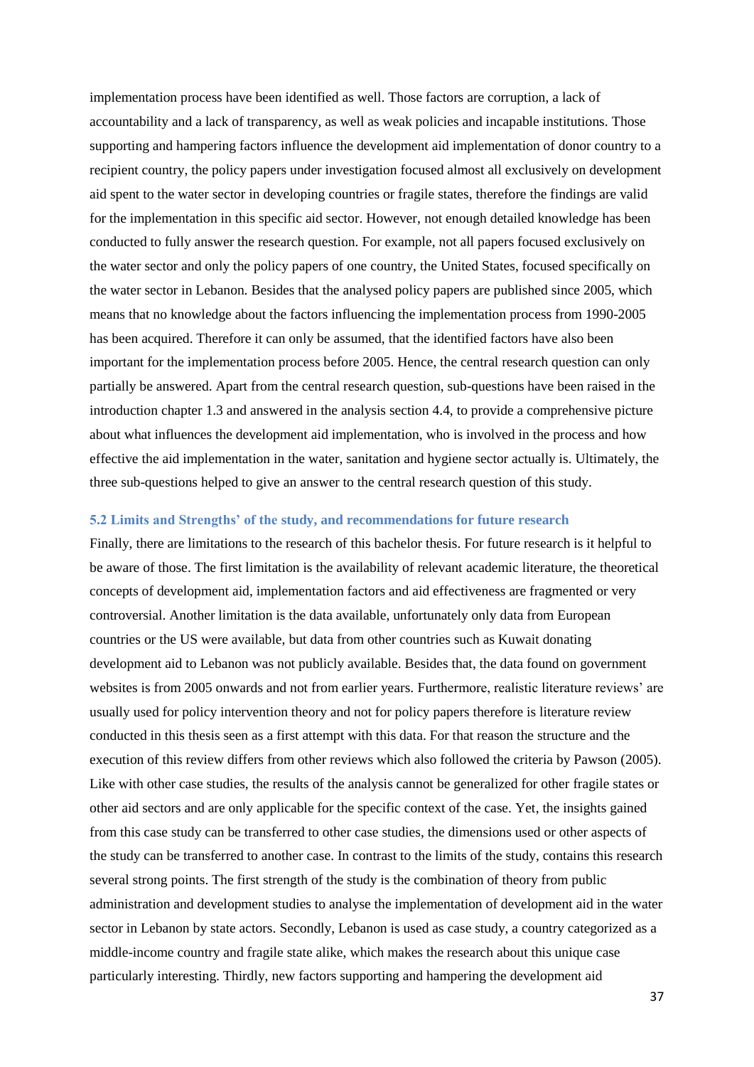implementation process have been identified as well. Those factors are corruption, a lack of accountability and a lack of transparency, as well as weak policies and incapable institutions. Those supporting and hampering factors influence the development aid implementation of donor country to a recipient country, the policy papers under investigation focused almost all exclusively on development aid spent to the water sector in developing countries or fragile states, therefore the findings are valid for the implementation in this specific aid sector. However, not enough detailed knowledge has been conducted to fully answer the research question. For example, not all papers focused exclusively on the water sector and only the policy papers of one country, the United States, focused specifically on the water sector in Lebanon. Besides that the analysed policy papers are published since 2005, which means that no knowledge about the factors influencing the implementation process from 1990-2005 has been acquired. Therefore it can only be assumed, that the identified factors have also been important for the implementation process before 2005. Hence, the central research question can only partially be answered. Apart from the central research question, sub-questions have been raised in the introduction chapter 1.3 and answered in the analysis section 4.4, to provide a comprehensive picture about what influences the development aid implementation, who is involved in the process and how effective the aid implementation in the water, sanitation and hygiene sector actually is. Ultimately, the three sub-questions helped to give an answer to the central research question of this study.

### 5.2 Limits and Strengths' of the study, and recommendations for future research

Finally, there are limitations to the research of this bachelor thesis. For future research is it helpful to be aware of those. The first limitation is the availability of relevant academic literature, the theoretical concepts of development aid, implementation factors and aid effectiveness are fragmented or very controversial. Another limitation is the data available, unfortunately only data from European countries or the US were available, but data from other countries such as Kuwait donating development aid to Lebanon was not publicly available. Besides that, the data found on government websites is from 2005 onwards and not from earlier years. Furthermore, realistic literature reviews' are usually used for policy intervention theory and not for policy papers therefore is literature review conducted in this thesis seen as a first attempt with this data. For that reason the structure and the execution of this review differs from other reviews which also followed the criteria by Pawson (2005). Like with other case studies, the results of the analysis cannot be generalized for other fragile states or other aid sectors and are only applicable for the specific context of the case. Yet, the insights gained from this case study can be transferred to other case studies, the dimensions used or other aspects of the study can be transferred to another case. In contrast to the limits of the study, contains this research several strong points. The first strength of the study is the combination of theory from public administration and development studies to analyse the implementation of development aid in the water sector in Lebanon by state actors. Secondly, Lebanon is used as case study, a country categorized as a middle-income country and fragile state alike, which makes the research about this unique case particularly interesting. Thirdly, new factors supporting and hampering the development aid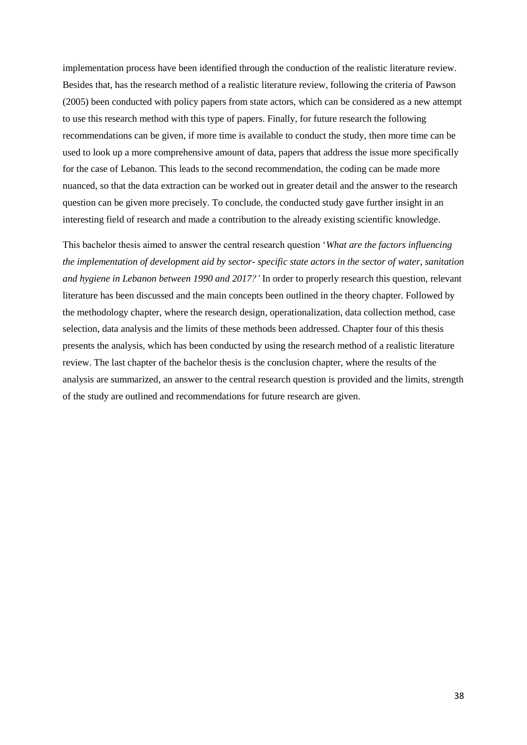implementation process have been identified through the conduction of the realistic literature review. Besides that, has the research method of a realistic literature review, following the criteria of Pawson (2005) been conducted with policy papers from state actors, which can be considered as a new attempt to use this research method with this type of papers. Finally, for future research the following recommendations can be given, if more time is available to conduct the study, then more time can be used to look up a more comprehensive amount of data, papers that address the issue more specifically for the case of Lebanon. This leads to the second recommendation, the coding can be made more nuanced, so that the data extraction can be worked out in greater detail and the answer to the research question can be given more precisely. To conclude, the conducted study gave further insight in an interesting field of research and made a contribution to the already existing scientific knowledge.

This bachelor thesis aimed to answer the central research question '*What are the factors influencing the implementation of development aid by sector- specific state actors in the sector of water, sanitation and hygiene in Lebanon between 1990 and 2017?'* In order to properly research this question, relevant literature has been discussed and the main concepts been outlined in the theory chapter. Followed by the methodology chapter, where the research design, operationalization, data collection method, case selection, data analysis and the limits of these methods been addressed. Chapter four of this thesis presents the analysis, which has been conducted by using the research method of a realistic literature review. The last chapter of the bachelor thesis is the conclusion chapter, where the results of the analysis are summarized, an answer to the central research question is provided and the limits, strength of the study are outlined and recommendations for future research are given.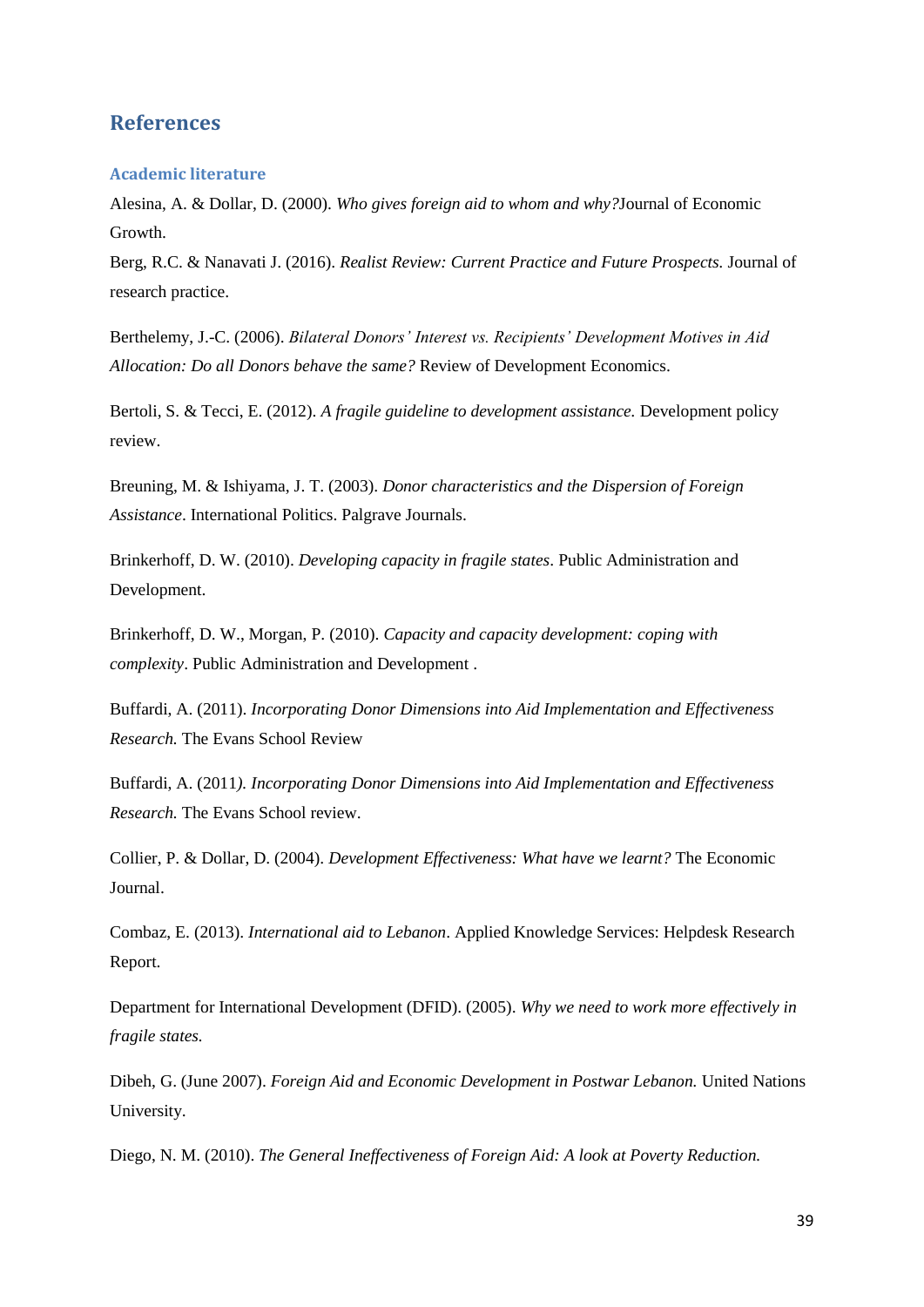# References

## Academic literature

Alesina, A. & Dollar, D. (2000). *Who gives foreign aid to whom and why?*Journal of Economic Growth.

Berg, R.C. & Nanavati J. (2016). *Realist Review: Current Practice and Future Prospects.* Journal of research practice.

Berthelemy, J.-C. (2006). *Bilateral Donors' Interest vs. Recipients' Development Motives in Aid Allocation: Do all Donors behave the same?* Review of Development Economics.

Bertoli, S. & Tecci, E. (2012). *A fragile guideline to development assistance.* Development policy review.

Breuning, M. & Ishiyama, J. T. (2003). *Donor characteristics and the Dispersion of Foreign Assistance*. International Politics. Palgrave Journals.

Brinkerhoff, D. W. (2010). *Developing capacity in fragile states*. Public Administration and Development.

Brinkerhoff, D. W., Morgan, P. (2010). *Capacity and capacity development: coping with complexity*. Public Administration and Development .

Buffardi, A. (2011). *Incorporating Donor Dimensions into Aid Implementation and Effectiveness Research.* The Evans School Review

Buffardi, A. (2011*). Incorporating Donor Dimensions into Aid Implementation and Effectiveness Research.* The Evans School review.

Collier, P. & Dollar, D. (2004). *Development Effectiveness: What have we learnt?* The Economic Journal.

Combaz, E. (2013). *International aid to Lebanon*. Applied Knowledge Services: Helpdesk Research Report.

Department for International Development (DFID). (2005). *Why we need to work more effectively in fragile states.*

Dibeh, G. (June 2007). *Foreign Aid and Economic Development in Postwar Lebanon.* United Nations University.

Diego, N. M. (2010). *The General Ineffectiveness of Foreign Aid: A look at Poverty Reduction.*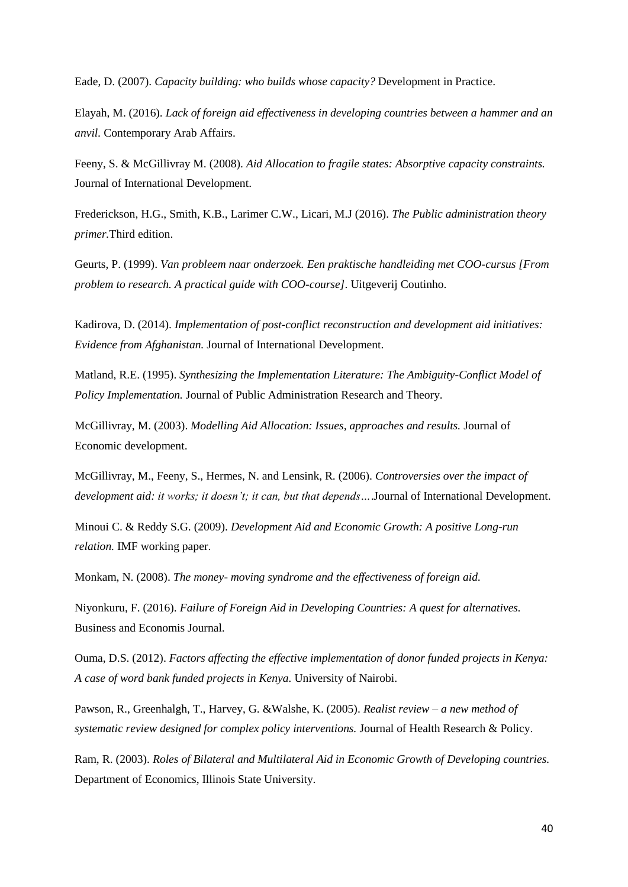Eade, D. (2007). *Capacity building: who builds whose capacity?* Development in Practice.

Elayah, M. (2016). *Lack of foreign aid effectiveness in developing countries between a hammer and an anvil.* Contemporary Arab Affairs.

Feeny, S. & McGillivray M. (2008). *Aid Allocation to fragile states: Absorptive capacity constraints.* Journal of International Development.

Frederickson, H.G., Smith, K.B., Larimer C.W., Licari, M.J (2016). *The Public administration theory primer.*Third edition.

Geurts, P. (1999). *Van probleem naar onderzoek. Een praktische handleiding met COO-cursus [From problem to research. A practical guide with COO-course]*. Uitgeverij Coutinho.

Kadirova, D. (2014). *Implementation of post-conflict reconstruction and development aid initiatives: Evidence from Afghanistan.* Journal of International Development.

Matland, R.E. (1995). *Synthesizing the Implementation Literature: The Ambiguity-Conflict Model of Policy Implementation.* Journal of Public Administration Research and Theory.

McGillivray, M. (2003). *Modelling Aid Allocation: Issues, approaches and results.* Journal of Economic development.

McGillivray, M., Feeny, S., Hermes, N. and Lensink, R. (2006). *Controversies over the impact of development aid: it works; it doesn't; it can, but that depends….*Journal of International Development.

Minoui C. & Reddy S.G. (2009). *Development Aid and Economic Growth: A positive Long-run relation.* IMF working paper.

Monkam, N. (2008). *The money- moving syndrome and the effectiveness of foreign aid.*

Niyonkuru, F. (2016). *Failure of Foreign Aid in Developing Countries: A quest for alternatives.* Business and Economis Journal.

Ouma, D.S. (2012). *Factors affecting the effective implementation of donor funded projects in Kenya: A case of word bank funded projects in Kenya.* University of Nairobi.

Pawson, R., Greenhalgh, T., Harvey, G. &Walshe, K. (2005). *Realist review – a new method of systematic review designed for complex policy interventions.* Journal of Health Research & Policy.

Ram, R. (2003). *Roles of Bilateral and Multilateral Aid in Economic Growth of Developing countries.* Department of Economics, Illinois State University.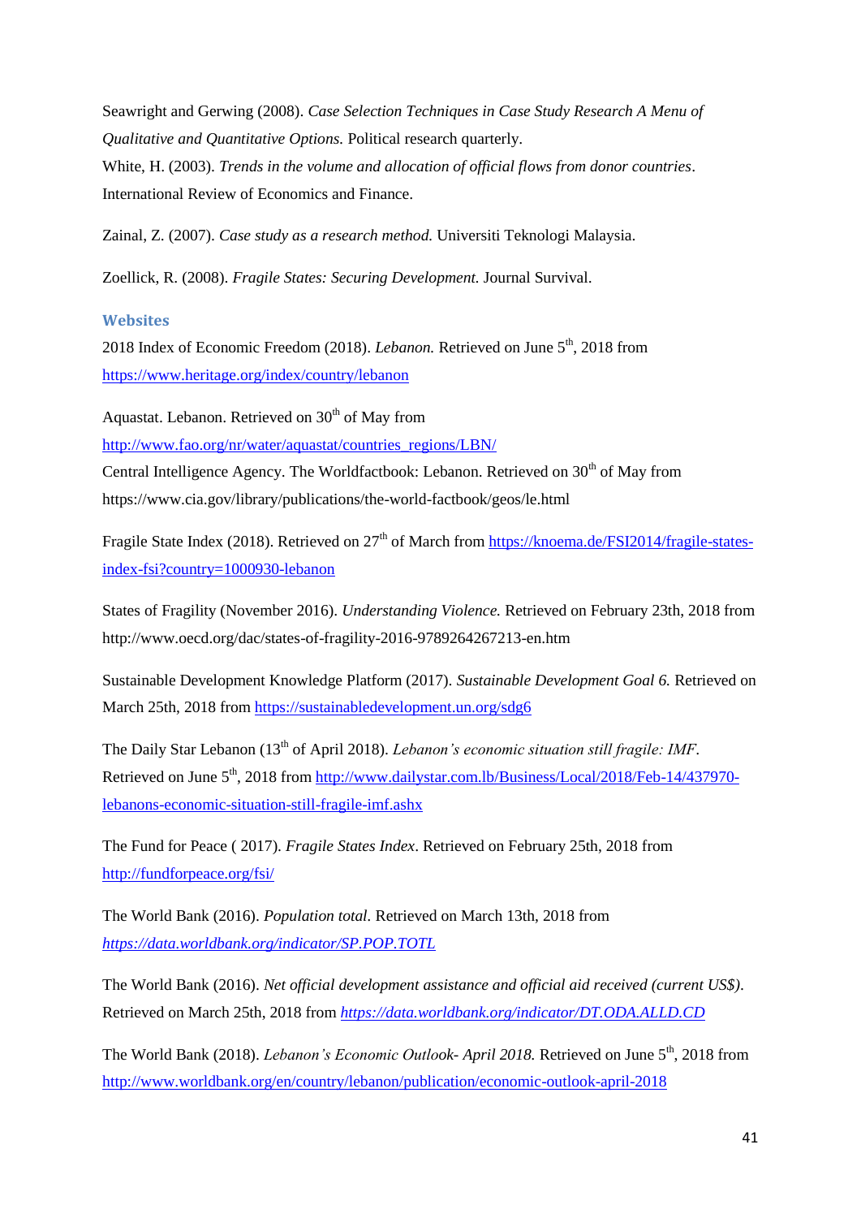Seawright and Gerwing (2008). *Case Selection Techniques in Case Study Research A Menu of Qualitative and Quantitative Options.* Political research quarterly.

White, H. (2003). *Trends in the volume and allocation of official flows from donor countries*. International Review of Economics and Finance.

Zainal, Z. (2007). *Case study as a research method.* Universiti Teknologi Malaysia.

Zoellick, R. (2008). *Fragile States: Securing Development.* Journal Survival.

### Websites

2018 Index of Economic Freedom (2018). *Lebanon.* Retrieved on June 5th, 2018 from https://www.heritage.org/index/country/lebanon

Aquastat. Lebanon. Retrieved on 30th of May from http://www.fao.org/nr/water/aquastat/countries_regions/LBN/

Central Intelligence Agency. The Worldfactbook: Lebanon. Retrieved on 30th of May from https://www.cia.gov/library/publications/the-world-factbook/geos/le.html

Fragile State Index (2018). Retrieved on 27th of March from https://knoema.de/FSI2014/fragile-states-index-fsi?country=1000930-lebanon

States of Fragility (November 2016). *Understanding Violence.* Retrieved on February 23th, 2018 from http://www.oecd.org/dac/states-of-fragility-2016-9789264267213-en.htm

Sustainable Development Knowledge Platform (2017). *Sustainable Development Goal 6.* Retrieved on March 25th, 2018 from https://sustainabledevelopment.un.org/sdg6

The Daily Star Lebanon (13th of April 2018). *Lebanon's economic situation still fragile: IMF.* Retrieved on June 5th, 2018 from http://www.dailystar.com.lb/Business/Local/2018/Feb-14/437970-lebanons-economic-situation-still-fragile-imf.ashx

The Fund for Peace ( 2017). *Fragile States Index*. Retrieved on February 25th, 2018 from http://fundforpeace.org/fsi/

The World Bank (2016). *Population total.* Retrieved on March 13th, 2018 from *https://data.worldbank.org/indicator/SP.POP.TOTL*

The World Bank (2016). *Net official development assistance and official aid received (current US$).* Retrieved on March 25th, 2018 from *https://data.worldbank.org/indicator/DT.ODA.ALLD.CD*

The World Bank (2018). *Lebanon's Economic Outlook- April 2018.* Retrieved on June 5th, 2018 from http://www.worldbank.org/en/country/lebanon/publication/economic-outlook-april-2018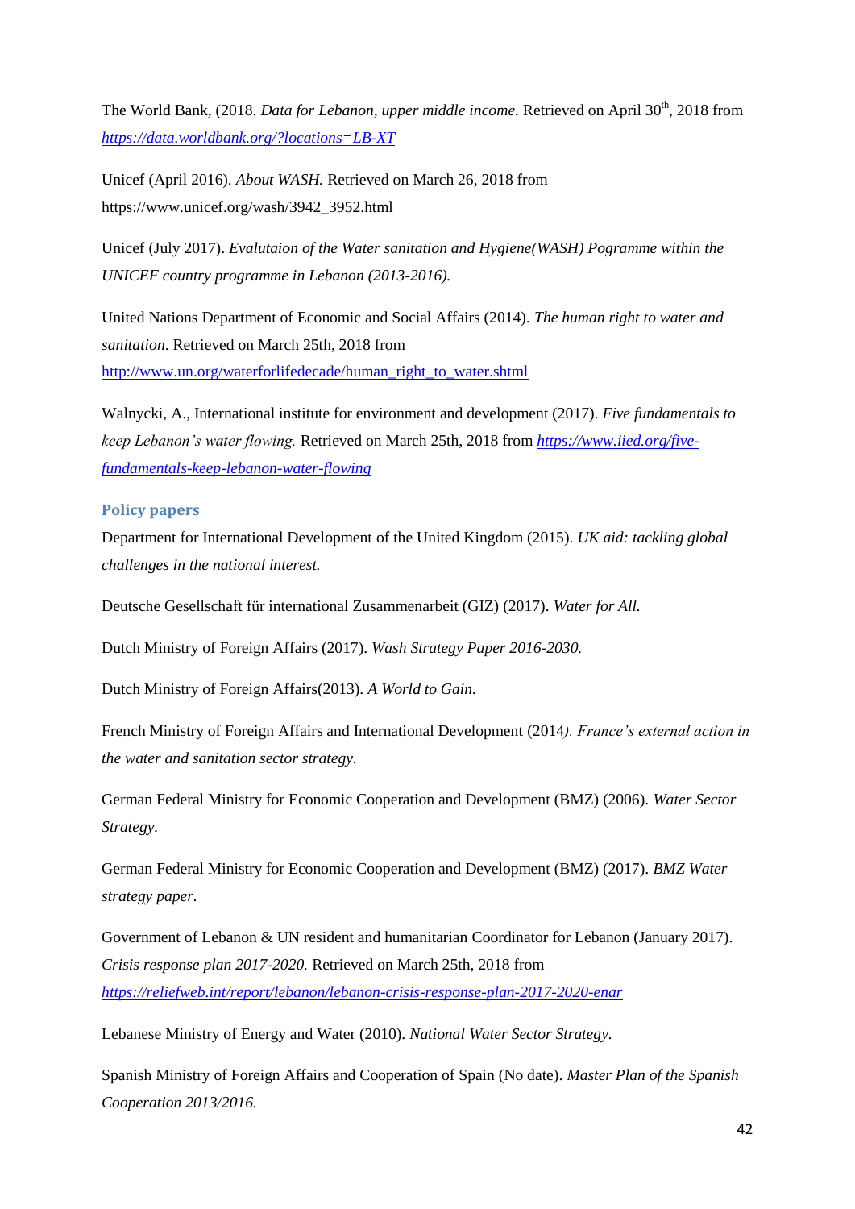The World Bank, (2018. *Data for Lebanon, upper middle income.* Retrieved on April 30th, 2018 from [https://data.worldbank.org/?locations=LB-XT](https://data.worldbank.org/?locations=LB-XT)

Unicef (April 2016). *About WASH.* Retrieved on March 26, 2018 from https://www.unicef.org/wash/3942_3952.html

Unicef (July 2017). *Evalutaion of the Water sanitation and Hygiene(WASH) Pogramme within the UNICEF country programme in Lebanon (2013-2016).*

United Nations Department of Economic and Social Affairs (2014). *The human right to water and sanitation*. Retrieved on March 25th, 2018 from [http://www.un.org/waterforlifedecade/human_right_to_water.shtml](http://www.un.org/waterforlifedecade/human_right_to_water.shtml)

Walnycki, A., International institute for environment and development (2017). *Five fundamentals to keep Lebanon's water flowing.* Retrieved on March 25th, 2018 from [https://www.iied.org/five-fundamentals-keep-lebanon-water-flowing](https://www.iied.org/five-fundamentals-keep-lebanon-water-flowing)

### Policy papers

Department for International Development of the United Kingdom (2015). *UK aid: tackling global challenges in the national interest.*

Deutsche Gesellschaft für international Zusammenarbeit (GIZ) (2017). *Water for All.*

Dutch Ministry of Foreign Affairs (2017). *Wash Strategy Paper 2016-2030.*

Dutch Ministry of Foreign Affairs(2013). *A World to Gain.*

French Ministry of Foreign Affairs and International Development (2014*). France's external action in the water and sanitation sector strategy.*

German Federal Ministry for Economic Cooperation and Development (BMZ) (2006). *Water Sector Strategy.*

German Federal Ministry for Economic Cooperation and Development (BMZ) (2017). *BMZ Water strategy paper.*

Government of Lebanon & UN resident and humanitarian Coordinator for Lebanon (January 2017). *Crisis response plan 2017-2020.* Retrieved on March 25th, 2018 from [https://reliefweb.int/report/lebanon/lebanon-crisis-response-plan-2017-2020-enar](https://reliefweb.int/report/lebanon/lebanon-crisis-response-plan-2017-2020-enar)

Lebanese Ministry of Energy and Water (2010). *National Water Sector Strategy.*

Spanish Ministry of Foreign Affairs and Cooperation of Spain (No date). *Master Plan of the Spanish Cooperation 2013/2016.*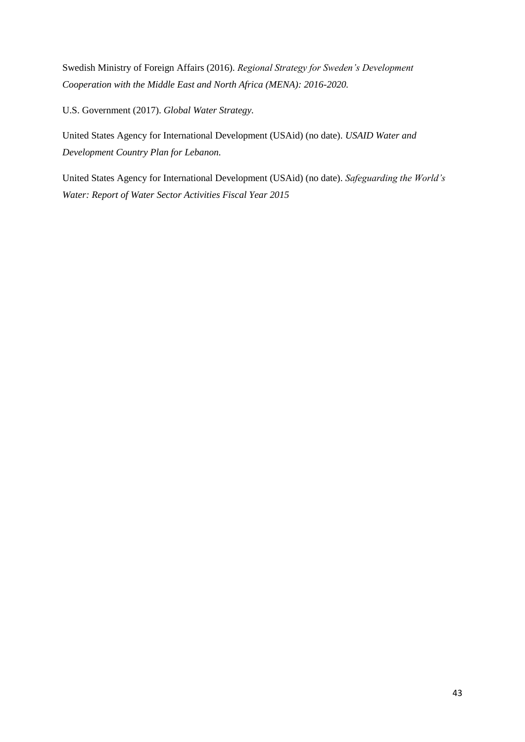Swedish Ministry of Foreign Affairs (2016). *Regional Strategy for Sweden's Development Cooperation with the Middle East and North Africa (MENA): 2016-2020.*

U.S. Government (2017). *Global Water Strategy.*

United States Agency for International Development (USAid) (no date). *USAID Water and Development Country Plan for Lebanon.*

United States Agency for International Development (USAid) (no date). *Safeguarding the World's Water: Report of Water Sector Activities Fiscal Year 2015*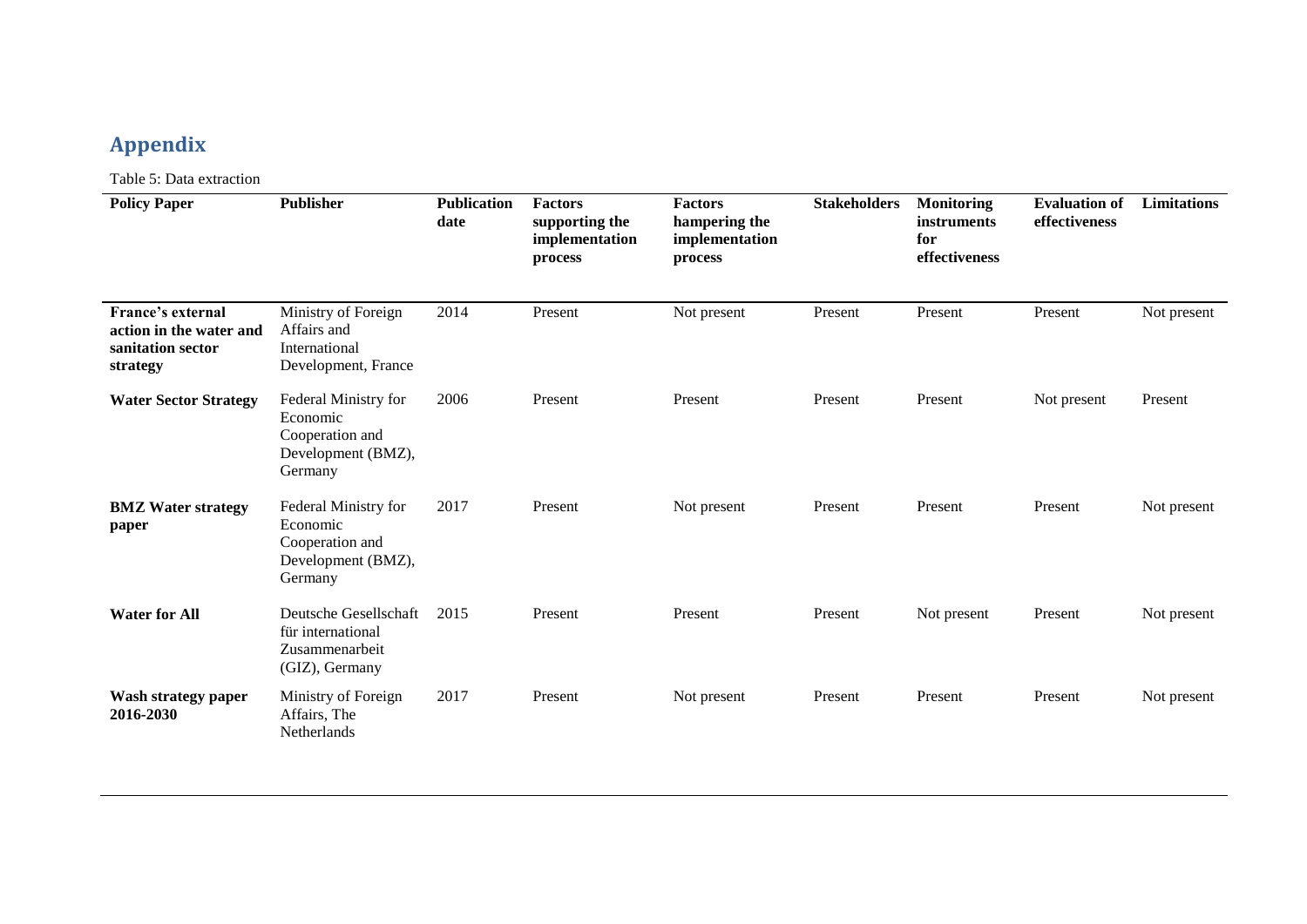## Appendix

Table 5: Data extraction

| Policy Paper | Publisher | Publication date | Factors supporting the implementation process | Factors hampering the implementation process | Stakeholders | Monitoring instruments for effectiveness | Evaluation of effectiveness | Limitations |
|---|---|---|---|---|---|---|---|---|
| **France's external action in the water and sanitation sector strategy** | Ministry of Foreign Affairs and International Development, France | 2014 | Present | Not present | Present | Present | Present | Not present |
| **Water Sector Strategy** | Federal Ministry for Economic Cooperation and Development (BMZ), Germany | 2006 | Present | Present | Present | Present | Not present | Present |
| **BMZ Water strategy paper** | Federal Ministry for Economic Cooperation and Development (BMZ), Germany | 2017 | Present | Not present | Present | Present | Present | Not present |
| **Water for All** | Deutsche Gesellschaft für international Zusammenarbeit (GIZ), Germany | 2015 | Present | Present | Present | Not present | Present | Not present |
| **Wash strategy paper 2016-2030** | Ministry of Foreign Affairs, The Netherlands | 2017 | Present | Not present | Present | Present | Present | Not present |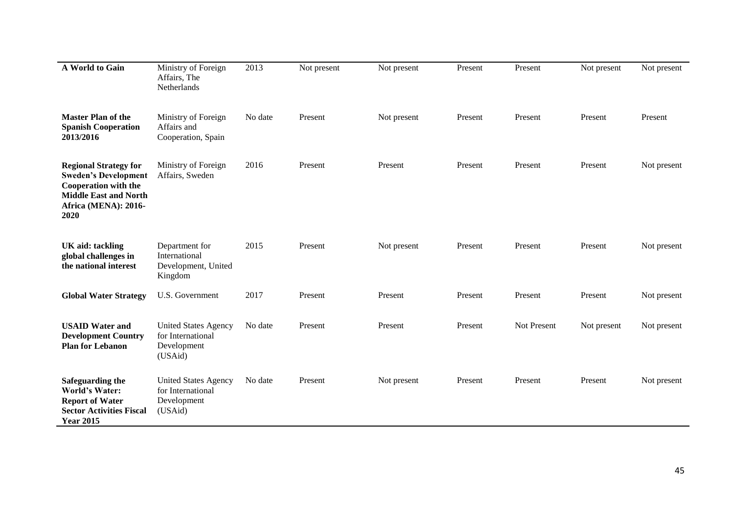| | | | | | | | | |
|---|---|---|---|---|---|---|---|---|
| **A World to Gain** | Ministry of Foreign Affairs, The Netherlands | 2013 | Not present | Not present | Present | Present | Not present | Not present |
| **Master Plan of the Spanish Cooperation 2013/2016** | Ministry of Foreign Affairs and Cooperation, Spain | No date | Present | Not present | Present | Present | Present | Present |
| **Regional Strategy for Sweden's Development Cooperation with the Middle East and North Africa (MENA): 2016-2020** | Ministry of Foreign Affairs, Sweden | 2016 | Present | Present | Present | Present | Present | Not present |
| **UK aid: tackling global challenges in the national interest** | Department for International Development, United Kingdom | 2015 | Present | Not present | Present | Present | Present | Not present |
| **Global Water Strategy** | U.S. Government | 2017 | Present | Present | Present | Present | Present | Not present |
| **USAID Water and Development Country Plan for Lebanon** | United States Agency for International Development (USAid) | No date | Present | Present | Present | Not Present | Not present | Not present |
| **Safeguarding the World's Water: Report of Water Sector Activities Fiscal Year 2015** | United States Agency for International Development (USAid) | No date | Present | Not present | Present | Present | Present | Not present |